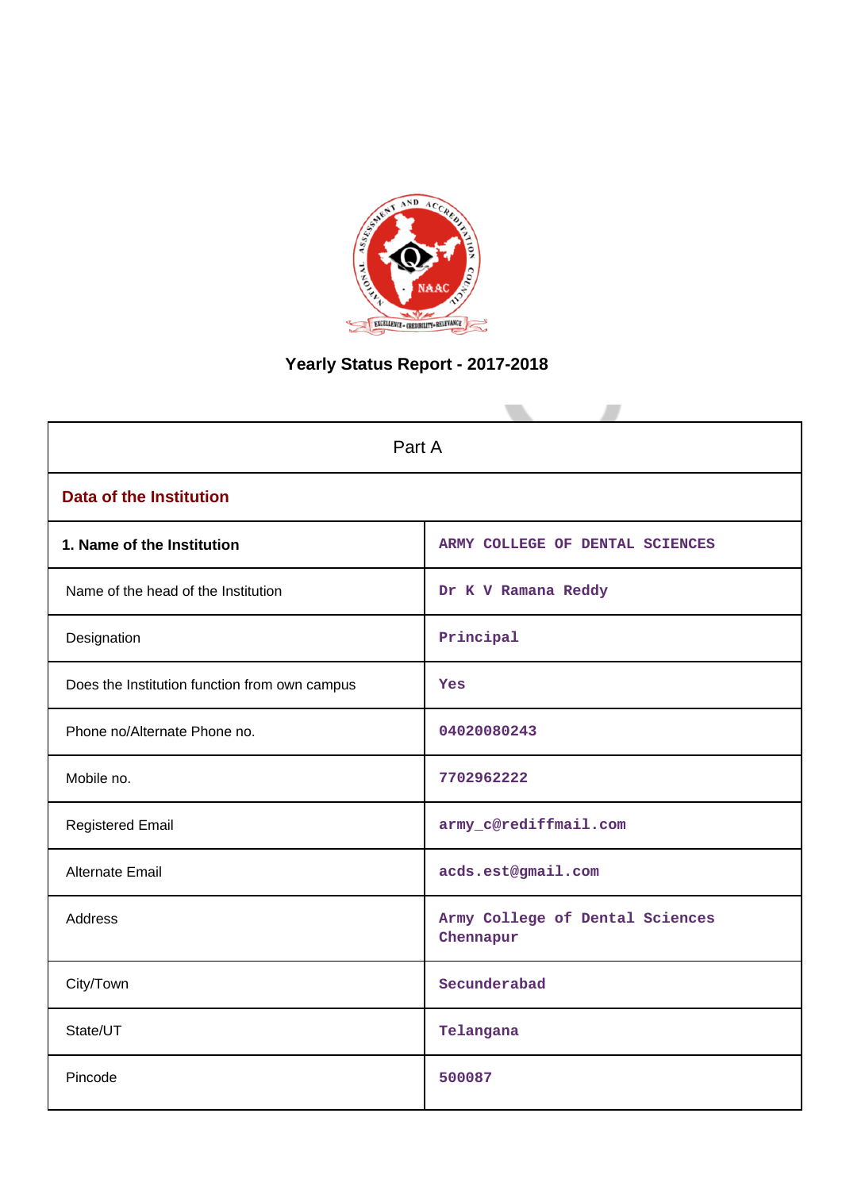# Yearly Status Report - 2017-2018

| Part A | |
|---|---|
| **Data of the Institution** | |
| **1. Name of the Institution** | ARMY COLLEGE OF DENTAL SCIENCES |
| Name of the head of the Institution | Dr K V Ramana Reddy |
| Designation | Principal |
| Does the Institution function from own campus | Yes |
| Phone no/Alternate Phone no. | 04020080243 |
| Mobile no. | 7702962222 |
| Registered Email | army_c@rediffmail.com |
| Alternate Email | acds.est@gmail.com |
| Address | Army College of Dental Sciences Chennapur |
| City/Town | Secunderabad |
| State/UT | Telangana |
| Pincode | 500087 |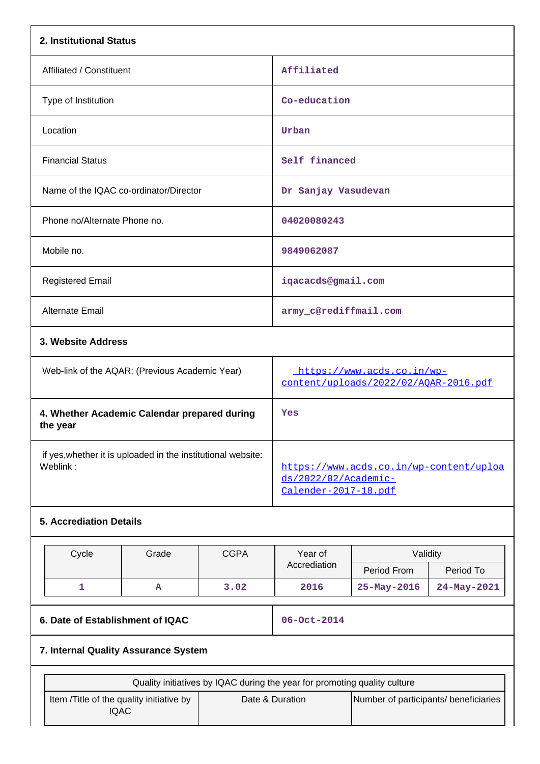## 2. Institutional Status

| | |
|---|---|
| Affiliated / Constituent | Affiliated |
| Type of Institution | Co-education |
| Location | Urban |
| Financial Status | Self financed |
| Name of the IQAC co-ordinator/Director | Dr Sanjay Vasudevan |
| Phone no/Alternate Phone no. | 04020080243 |
| Mobile no. | 9849062087 |
| Registered Email | iqacacds@gmail.com |
| Alternate Email | army_c@rediffmail.com |

## 3. Website Address

| | |
|---|---|
| Web-link of the AQAR: (Previous Academic Year) | https://www.acds.co.in/wp-content/uploads/2022/02/AQAR-2016.pdf |

| | |
|---|---|
| **4. Whether Academic Calendar prepared during the year** | Yes |
| if yes,whether it is uploaded in the institutional website: Weblink : | https://www.acds.co.in/wp-content/uploads/2022/02/Academic-Calender-2017-18.pdf |

## 5. Accrediation Details

| Cycle | Grade | CGPA | Year of Accrediation | Validity | |
|---|---|---|---|---|---|
| | | | | Period From | Period To |
| 1 | A | 3.02 | 2016 | 25-May-2016 | 24-May-2021 |

| | |
|---|---|
| **6. Date of Establishment of IQAC** | 06-Oct-2014 |

## 7. Internal Quality Assurance System

| Quality initiatives by IQAC during the year for promoting quality culture | | |
|---|---|---|
| Item /Title of the quality initiative by IQAC | Date & Duration | Number of participants/ beneficiaries |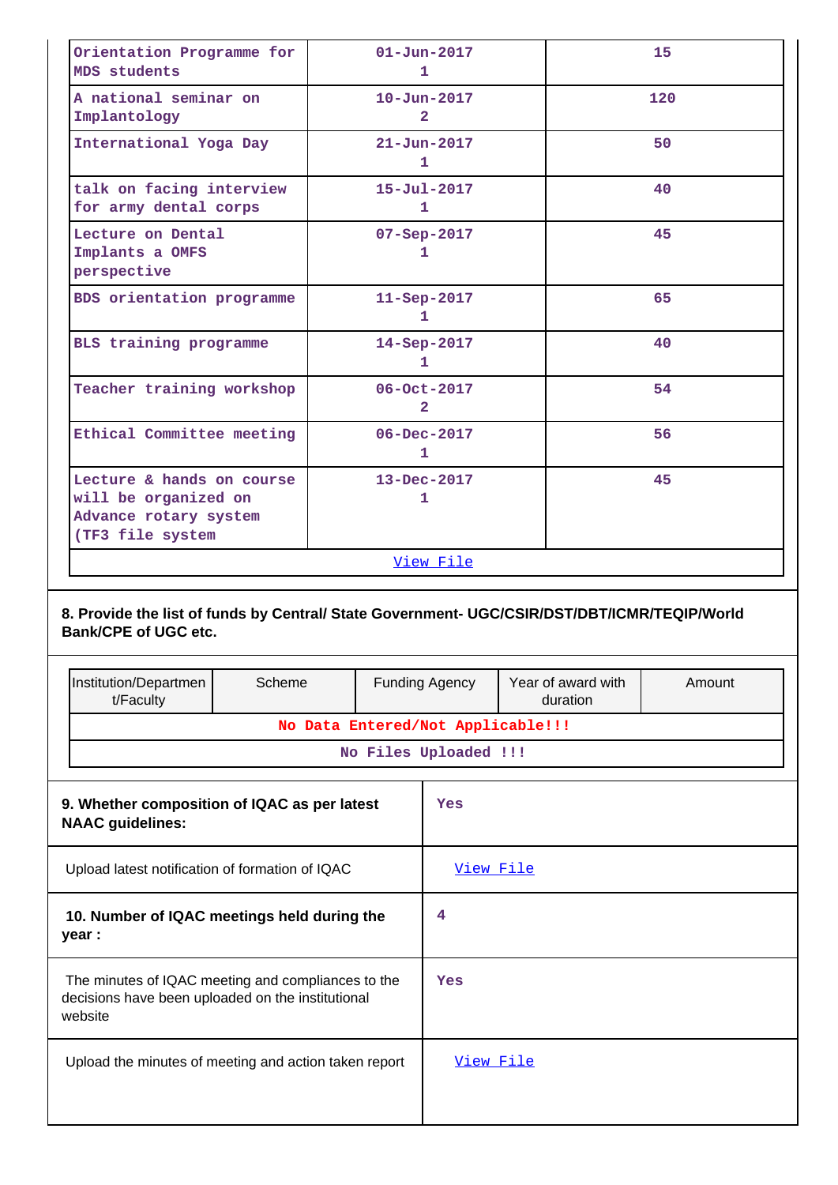| | | |
|---|---|---|
| Orientation Programme for MDS students | 01-Jun-2017 1 | 15 |
| A national seminar on Implantology | 10-Jun-2017 2 | 120 |
| International Yoga Day | 21-Jun-2017 1 | 50 |
| talk on facing interview for army dental corps | 15-Jul-2017 1 | 40 |
| Lecture on Dental Implants a OMFS perspective | 07-Sep-2017 1 | 45 |
| BDS orientation programme | 11-Sep-2017 1 | 65 |
| BLS training programme | 14-Sep-2017 1 | 40 |
| Teacher training workshop | 06-Oct-2017 2 | 54 |
| Ethical Committee meeting | 06-Dec-2017 1 | 56 |
| Lecture & hands on course will be organized on Advance rotary system (TF3 file system | 13-Dec-2017 1 | 45 |

View File

**8. Provide the list of funds by Central/ State Government- UGC/CSIR/DST/DBT/ICMR/TEQIP/World Bank/CPE of UGC etc.**

| Institution/Department/Faculty | Scheme | Funding Agency | Year of award with duration | Amount |
|---|---|---|---|---|
| No Data Entered/Not Applicable!!! | | | | |
| No Files Uploaded !!! | | | | |

| | |
|---|---|
| **9. Whether composition of IQAC as per latest NAAC guidelines:** | Yes |
| Upload latest notification of formation of IQAC | View File |
| **10. Number of IQAC meetings held during the year :** | 4 |
| The minutes of IQAC meeting and compliances to the decisions have been uploaded on the institutional website | Yes |
| Upload the minutes of meeting and action taken report | View File |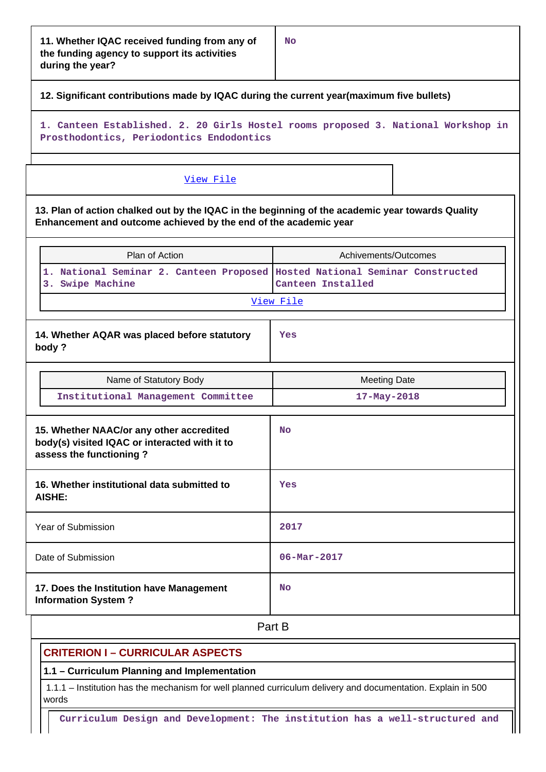| 11. Whether IQAC received funding from any of the funding agency to support its activities during the year? | No |
|---|---|

**12. Significant contributions made by IQAC during the current year(maximum five bullets)**

1. Canteen Established. 2. 20 Girls Hostel rooms proposed 3. National Workshop in Prosthodontics, Periodontics Endodontics

View File

**13. Plan of action chalked out by the IQAC in the beginning of the academic year towards Quality Enhancement and outcome achieved by the end of the academic year**

| Plan of Action | Achivements/Outcomes |
|---|---|
| 1. National Seminar 2. Canteen Proposed 3. Swipe Machine | Hosted National Seminar Constructed Canteen Installed |

View File

| 14. Whether AQAR was placed before statutory body ? | Yes |
|---|---|

| Name of Statutory Body | Meeting Date |
|---|---|
| Institutional Management Committee | 17-May-2018 |

| 15. Whether NAAC/or any other accredited body(s) visited IQAC or interacted with it to assess the functioning ? | No |
|---|---|
| 16. Whether institutional data submitted to AISHE: | Yes |
| Year of Submission | 2017 |
| Date of Submission | 06-Mar-2017 |
| 17. Does the Institution have Management Information System ? | No |

## Part B

### CRITERION I – CURRICULAR ASPECTS

#### 1.1 – Curriculum Planning and Implementation

1.1.1 – Institution has the mechanism for well planned curriculum delivery and documentation. Explain in 500 words

Curriculum Design and Development: The institution has a well-structured and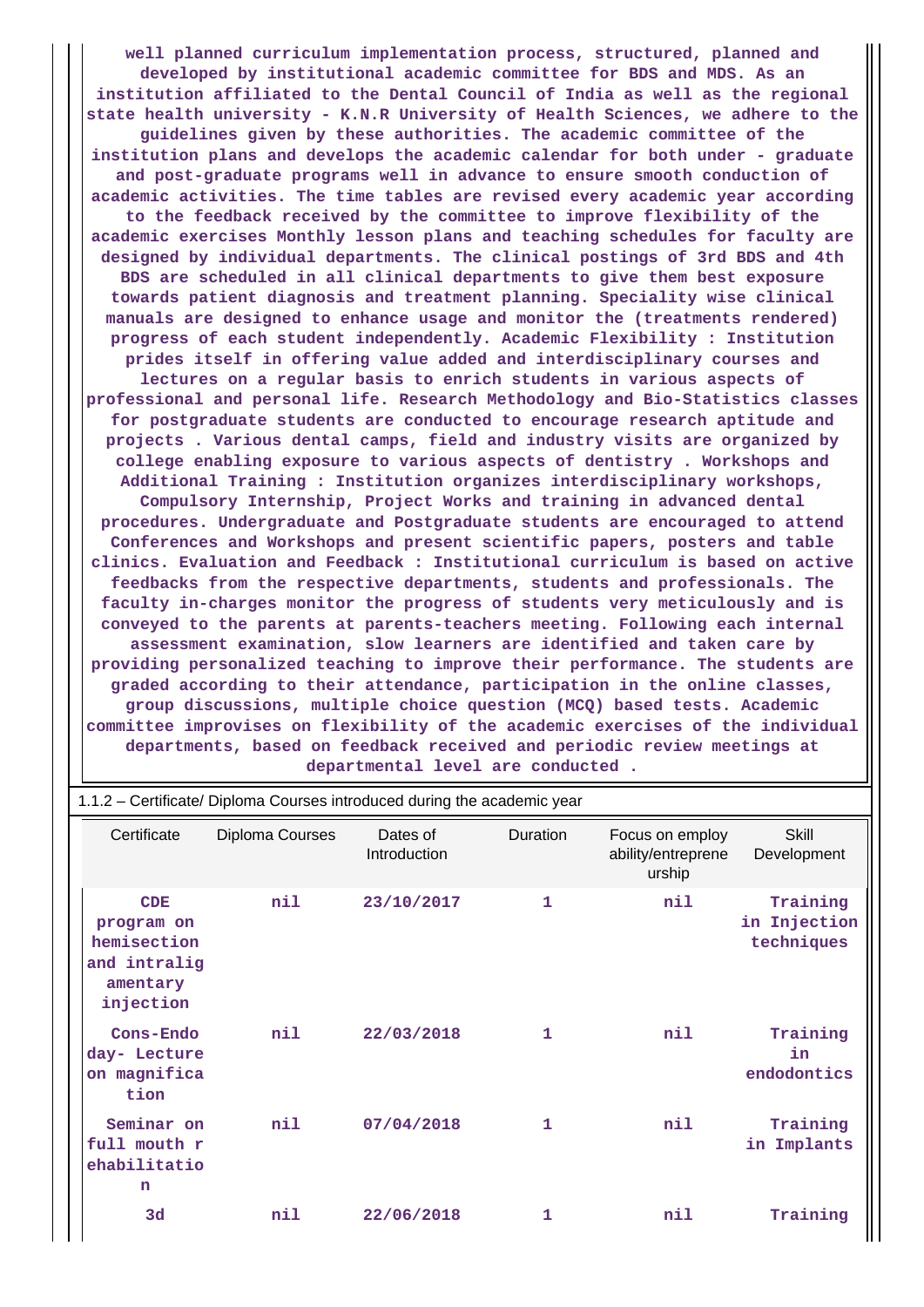**well planned curriculum implementation process, structured, planned and developed by institutional academic committee for BDS and MDS. As an institution affiliated to the Dental Council of India as well as the regional state health university - K.N.R University of Health Sciences, we adhere to the guidelines given by these authorities. The academic committee of the institution plans and develops the academic calendar for both under - graduate and post-graduate programs well in advance to ensure smooth conduction of academic activities. The time tables are revised every academic year according to the feedback received by the committee to improve flexibility of the academic exercises Monthly lesson plans and teaching schedules for faculty are designed by individual departments. The clinical postings of 3rd BDS and 4th BDS are scheduled in all clinical departments to give them best exposure towards patient diagnosis and treatment planning. Speciality wise clinical manuals are designed to enhance usage and monitor the (treatments rendered) progress of each student independently. Academic Flexibility : Institution prides itself in offering value added and interdisciplinary courses and lectures on a regular basis to enrich students in various aspects of professional and personal life. Research Methodology and Bio-Statistics classes for postgraduate students are conducted to encourage research aptitude and projects . Various dental camps, field and industry visits are organized by college enabling exposure to various aspects of dentistry . Workshops and Additional Training : Institution organizes interdisciplinary workshops, Compulsory Internship, Project Works and training in advanced dental procedures. Undergraduate and Postgraduate students are encouraged to attend Conferences and Workshops and present scientific papers, posters and table clinics. Evaluation and Feedback : Institutional curriculum is based on active feedbacks from the respective departments, students and professionals. The faculty in-charges monitor the progress of students very meticulously and is conveyed to the parents at parents-teachers meeting. Following each internal assessment examination, slow learners are identified and taken care by providing personalized teaching to improve their performance. The students are graded according to their attendance, participation in the online classes, group discussions, multiple choice question (MCQ) based tests. Academic committee improvises on flexibility of the academic exercises of the individual departments, based on feedback received and periodic review meetings at departmental level are conducted .**

1.1.2 – Certificate/ Diploma Courses introduced during the academic year

| Certificate | Diploma Courses | Dates of Introduction | Duration | Focus on employ ability/entrepreneurship | Skill Development |
|---|---|---|---|---|---|
| CDE program on hemisection and intraligamentary injection | nil | 23/10/2017 | 1 | nil | Training in Injection techniques |
| Cons-Endo day- Lecture on magnification | nil | 22/03/2018 | 1 | nil | Training in endodontics |
| Seminar on full mouth rehabilitation | nil | 07/04/2018 | 1 | nil | Training in Implants |
| 3d | nil | 22/06/2018 | 1 | nil | Training |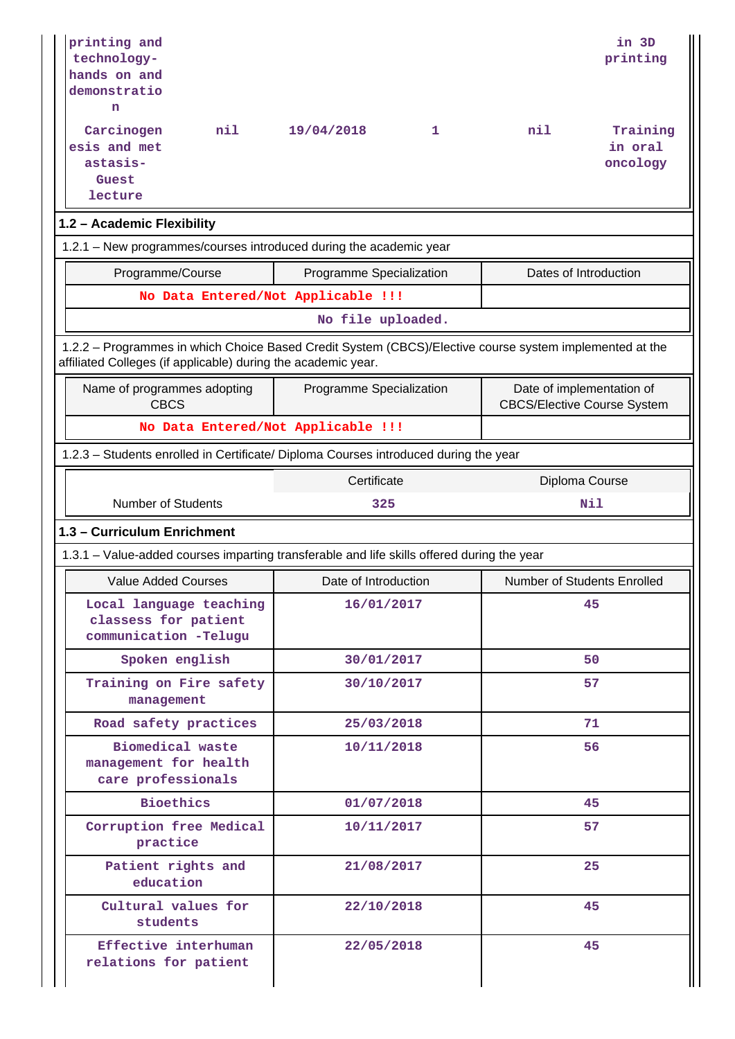| | | | | | |
|---|---|---|---|---|---|
| printing and technology-hands on and demonstration | | | | | in 3D printing |
| Carcinogenesis and metastasis- Guest lecture | nil | 19/04/2018 | 1 | nil | Training in oral oncology |

**1.2 – Academic Flexibility**

1.2.1 – New programmes/courses introduced during the academic year

| Programme/Course | Programme Specialization | Dates of Introduction |
|---|---|---|
| No Data Entered/Not Applicable !!! | | |
| No file uploaded. | | |

1.2.2 – Programmes in which Choice Based Credit System (CBCS)/Elective course system implemented at the affiliated Colleges (if applicable) during the academic year.

| Name of programmes adopting CBCS | Programme Specialization | Date of implementation of CBCS/Elective Course System |
|---|---|---|
| No Data Entered/Not Applicable !!! | | |

1.2.3 – Students enrolled in Certificate/ Diploma Courses introduced during the year

| | Certificate | Diploma Course |
|---|---|---|
| Number of Students | 325 | Nil |

**1.3 – Curriculum Enrichment**

1.3.1 – Value-added courses imparting transferable and life skills offered during the year

| Value Added Courses | Date of Introduction | Number of Students Enrolled |
|---|---|---|
| Local language teaching classess for patient communication -Telugu | 16/01/2017 | 45 |
| Spoken english | 30/01/2017 | 50 |
| Training on Fire safety management | 30/10/2017 | 57 |
| Road safety practices | 25/03/2018 | 71 |
| Biomedical waste management for health care professionals | 10/11/2018 | 56 |
| Bioethics | 01/07/2018 | 45 |
| Corruption free Medical practice | 10/11/2017 | 57 |
| Patient rights and education | 21/08/2017 | 25 |
| Cultural values for students | 22/10/2018 | 45 |
| Effective interhuman relations for patient | 22/05/2018 | 45 |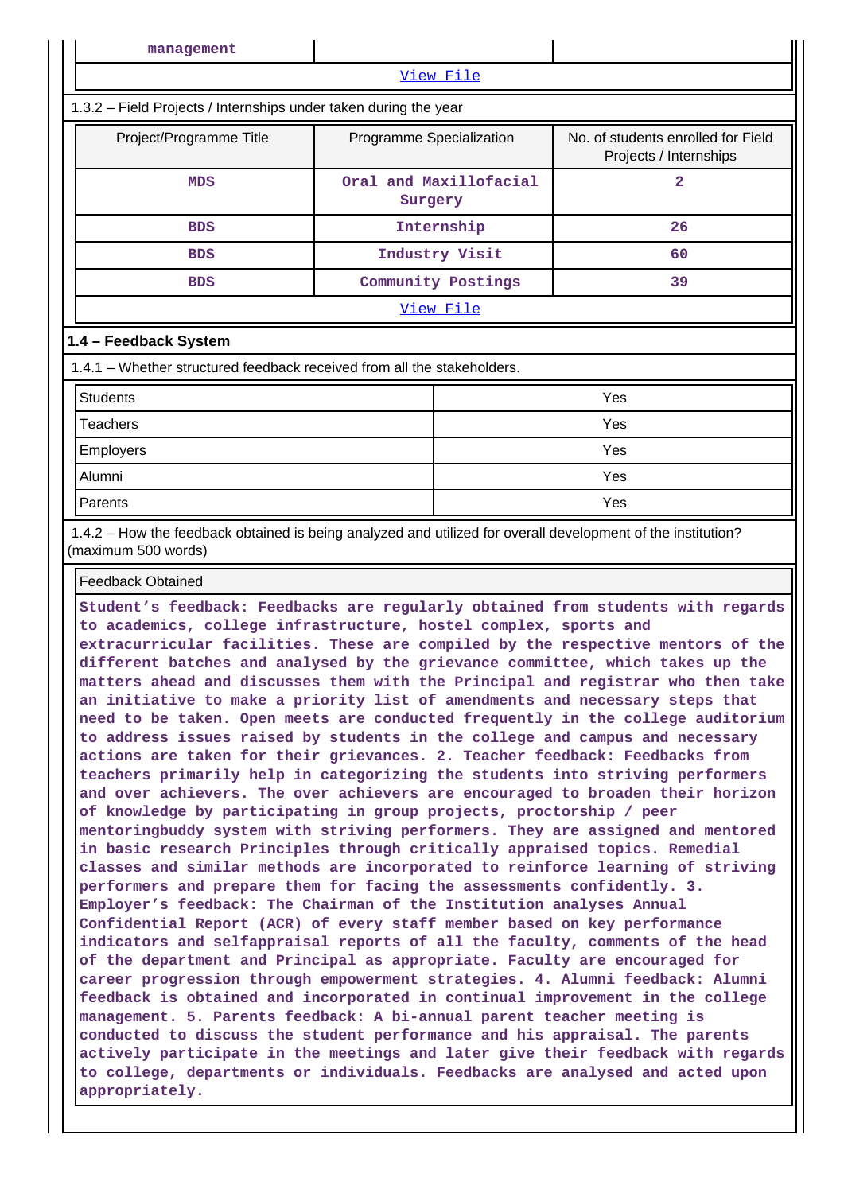| management | | |
|---|---|---|
| View File | | |

1.3.2 – Field Projects / Internships under taken during the year

| Project/Programme Title | Programme Specialization | No. of students enrolled for Field Projects / Internships |
|---|---|---|
| MDS | Oral and Maxillofacial Surgery | 2 |
| BDS | Internship | 26 |
| BDS | Industry Visit | 60 |
| BDS | Community Postings | 39 |
| View File | | |

**1.4 – Feedback System**

1.4.1 – Whether structured feedback received from all the stakeholders.

| Students | Yes |
|---|---|
| Teachers | Yes |
| Employers | Yes |
| Alumni | Yes |
| Parents | Yes |

1.4.2 – How the feedback obtained is being analyzed and utilized for overall development of the institution? (maximum 500 words)

Feedback Obtained

Student's feedback: Feedbacks are regularly obtained from students with regards to academics, college infrastructure, hostel complex, sports and extracurricular facilities. These are compiled by the respective mentors of the different batches and analysed by the grievance committee, which takes up the matters ahead and discusses them with the Principal and registrar who then take an initiative to make a priority list of amendments and necessary steps that need to be taken. Open meets are conducted frequently in the college auditorium to address issues raised by students in the college and campus and necessary actions are taken for their grievances. 2. Teacher feedback: Feedbacks from teachers primarily help in categorizing the students into striving performers and over achievers. The over achievers are encouraged to broaden their horizon of knowledge by participating in group projects, proctorship / peer mentoringbuddy system with striving performers. They are assigned and mentored in basic research Principles through critically appraised topics. Remedial classes and similar methods are incorporated to reinforce learning of striving performers and prepare them for facing the assessments confidently. 3. Employer's feedback: The Chairman of the Institution analyses Annual Confidential Report (ACR) of every staff member based on key performance indicators and selfappraisal reports of all the faculty, comments of the head of the department and Principal as appropriate. Faculty are encouraged for career progression through empowerment strategies. 4. Alumni feedback: Alumni feedback is obtained and incorporated in continual improvement in the college management. 5. Parents feedback: A bi-annual parent teacher meeting is conducted to discuss the student performance and his appraisal. The parents actively participate in the meetings and later give their feedback with regards to college, departments or individuals. Feedbacks are analysed and acted upon appropriately.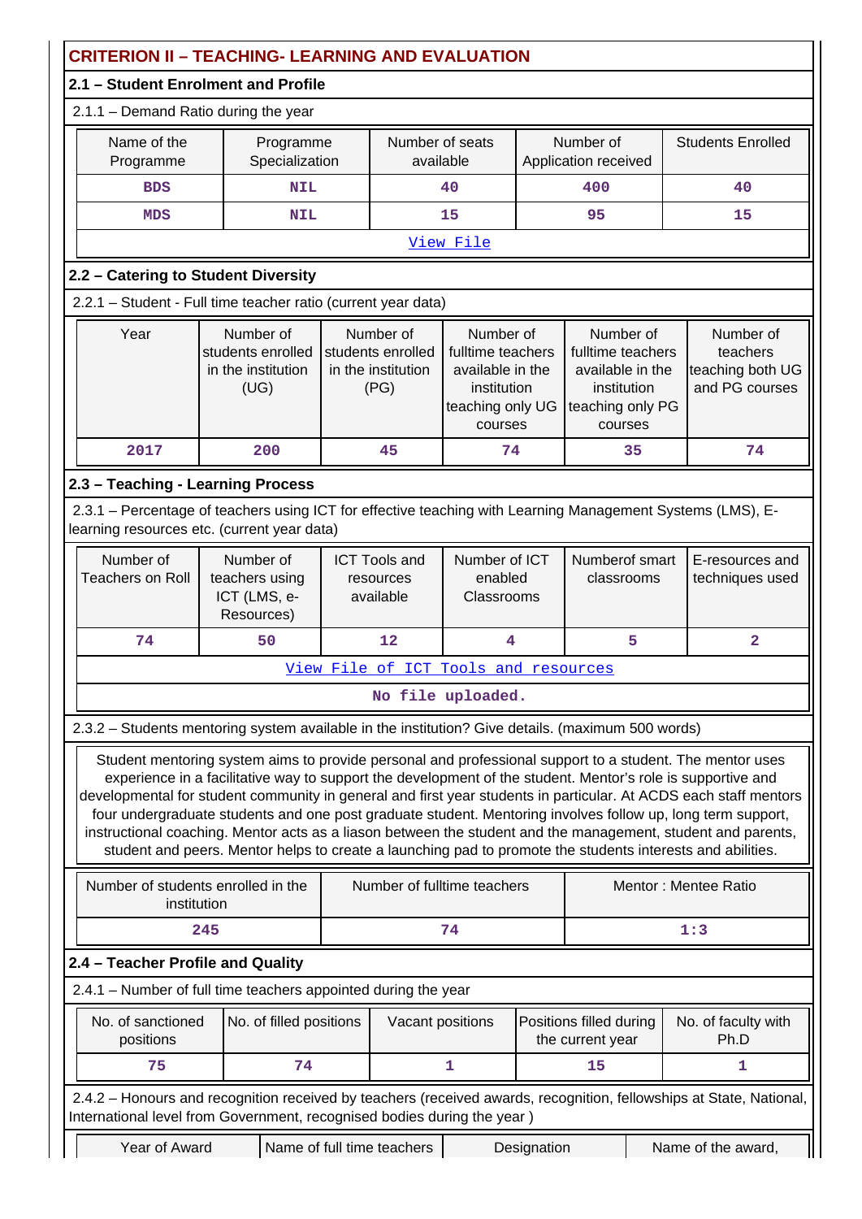## CRITERION II – TEACHING- LEARNING AND EVALUATION

### 2.1 – Student Enrolment and Profile

2.1.1 – Demand Ratio during the year

| Name of the Programme | Programme Specialization | Number of seats available | Number of Application received | Students Enrolled |
|---|---|---|---|---|
| BDS | NIL | 40 | 400 | 40 |
| MDS | NIL | 15 | 95 | 15 |
| View File | | | | |

### 2.2 – Catering to Student Diversity

2.2.1 – Student - Full time teacher ratio (current year data)

| Year | Number of students enrolled in the institution (UG) | Number of students enrolled in the institution (PG) | Number of fulltime teachers available in the institution teaching only UG courses | Number of fulltime teachers available in the institution teaching only PG courses | Number of teachers teaching both UG and PG courses |
|---|---|---|---|---|---|
| 2017 | 200 | 45 | 74 | 35 | 74 |

### 2.3 – Teaching - Learning Process

2.3.1 – Percentage of teachers using ICT for effective teaching with Learning Management Systems (LMS), E-learning resources etc. (current year data)

| Number of Teachers on Roll | Number of teachers using ICT (LMS, e-Resources) | ICT Tools and resources available | Number of ICT enabled Classrooms | Numberof smart classrooms | E-resources and techniques used |
|---|---|---|---|---|---|
| 74 | 50 | 12 | 4 | 5 | 2 |
| View File of ICT Tools and resources | | | | | |
| No file uploaded. | | | | | |

2.3.2 – Students mentoring system available in the institution? Give details. (maximum 500 words)

Student mentoring system aims to provide personal and professional support to a student. The mentor uses experience in a facilitative way to support the development of the student. Mentor's role is supportive and developmental for student community in general and first year students in particular. At ACDS each staff mentors four undergraduate students and one post graduate student. Mentoring involves follow up, long term support, instructional coaching. Mentor acts as a liason between the student and the management, student and parents, student and peers. Mentor helps to create a launching pad to promote the students interests and abilities.

| Number of students enrolled in the institution | Number of fulltime teachers | Mentor : Mentee Ratio |
|---|---|---|
| 245 | 74 | 1:3 |

### 2.4 – Teacher Profile and Quality

2.4.1 – Number of full time teachers appointed during the year

| No. of sanctioned positions | No. of filled positions | Vacant positions | Positions filled during the current year | No. of faculty with Ph.D |
|---|---|---|---|---|
| 75 | 74 | 1 | 15 | 1 |

2.4.2 – Honours and recognition received by teachers (received awards, recognition, fellowships at State, National, International level from Government, recognised bodies during the year )

| Year of Award | Name of full time teachers | Designation | Name of the award, |
|---|---|---|---|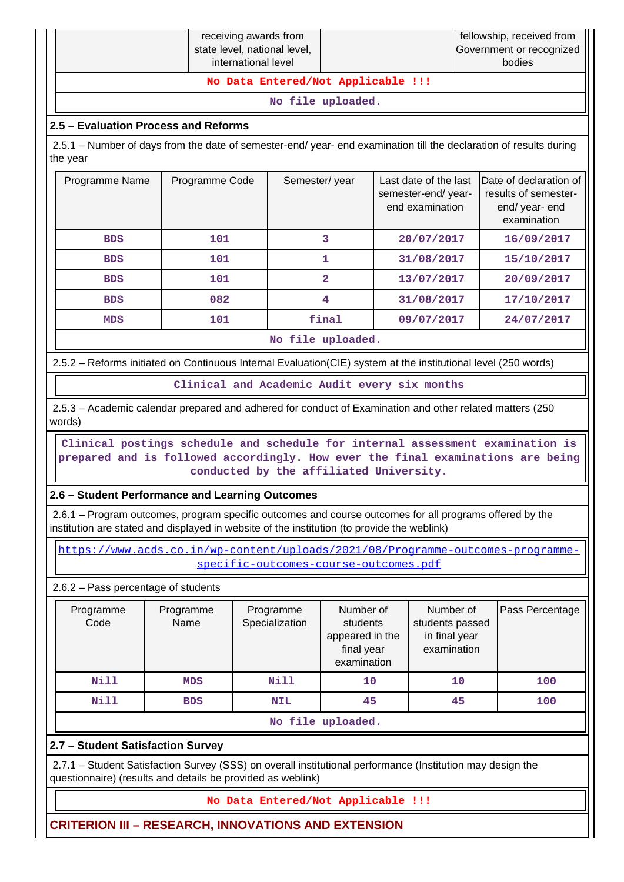| | receiving awards from state level, national level, international level | | fellowship, received from Government or recognized bodies |
|---|---|---|---|
| No Data Entered/Not Applicable !!! | | | |
| No file uploaded. | | | |

## 2.5 – Evaluation Process and Reforms

2.5.1 – Number of days from the date of semester-end/ year- end examination till the declaration of results during the year

| Programme Name | Programme Code | Semester/ year | Last date of the last semester-end/ year- end examination | Date of declaration of results of semester- end/ year- end examination |
|---|---|---|---|---|
| BDS | 101 | 3 | 20/07/2017 | 16/09/2017 |
| BDS | 101 | 1 | 31/08/2017 | 15/10/2017 |
| BDS | 101 | 2 | 13/07/2017 | 20/09/2017 |
| BDS | 082 | 4 | 31/08/2017 | 17/10/2017 |
| MDS | 101 | final | 09/07/2017 | 24/07/2017 |
| No file uploaded. | | | | |

2.5.2 – Reforms initiated on Continuous Internal Evaluation(CIE) system at the institutional level (250 words)

Clinical and Academic Audit every six months

2.5.3 – Academic calendar prepared and adhered for conduct of Examination and other related matters (250 words)

Clinical postings schedule and schedule for internal assessment examination is prepared and is followed accordingly. How ever the final examinations are being conducted by the affiliated University.

## 2.6 – Student Performance and Learning Outcomes

2.6.1 – Program outcomes, program specific outcomes and course outcomes for all programs offered by the institution are stated and displayed in website of the institution (to provide the weblink)

https://www.acds.co.in/wp-content/uploads/2021/08/Programme-outcomes-programme-specific-outcomes-course-outcomes.pdf

2.6.2 – Pass percentage of students

| Programme Code | Programme Name | Programme Specialization | Number of students appeared in the final year examination | Number of students passed in final year examination | Pass Percentage |
|---|---|---|---|---|---|
| Nill | MDS | Nill | 10 | 10 | 100 |
| Nill | BDS | NIL | 45 | 45 | 100 |
| No file uploaded. | | | | | |

## 2.7 – Student Satisfaction Survey

2.7.1 – Student Satisfaction Survey (SSS) on overall institutional performance (Institution may design the questionnaire) (results and details be provided as weblink)

No Data Entered/Not Applicable !!!

# CRITERION III – RESEARCH, INNOVATIONS AND EXTENSION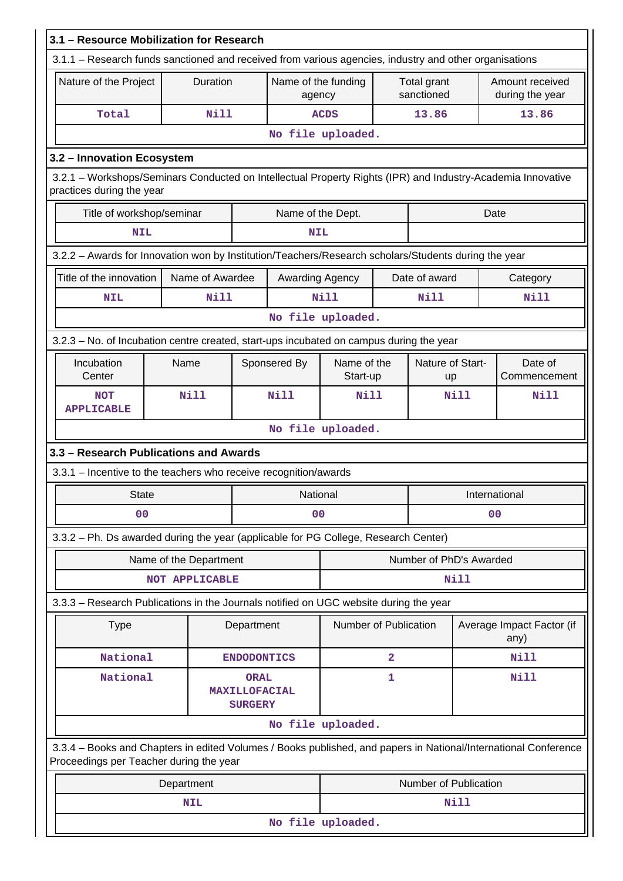## 3.1 – Resource Mobilization for Research

3.1.1 – Research funds sanctioned and received from various agencies, industry and other organisations

| Nature of the Project | Duration | Name of the funding agency | Total grant sanctioned | Amount received during the year |
|---|---|---|---|---|
| Total | Nill | ACDS | 13.86 | 13.86 |

No file uploaded.

## 3.2 – Innovation Ecosystem

3.2.1 – Workshops/Seminars Conducted on Intellectual Property Rights (IPR) and Industry-Academia Innovative practices during the year

| Title of workshop/seminar | Name of the Dept. | Date |
|---|---|---|
| NIL | NIL | |

3.2.2 – Awards for Innovation won by Institution/Teachers/Research scholars/Students during the year

| Title of the innovation | Name of Awardee | Awarding Agency | Date of award | Category |
|---|---|---|---|---|
| NIL | Nill | Nill | Nill | Nill |

No file uploaded.

3.2.3 – No. of Incubation centre created, start-ups incubated on campus during the year

| Incubation Center | Name | Sponsered By | Name of the Start-up | Nature of Start-up | Date of Commencement |
|---|---|---|---|---|---|
| NOT APPLICABLE | Nill | Nill | Nill | Nill | Nill |

No file uploaded.

## 3.3 – Research Publications and Awards

3.3.1 – Incentive to the teachers who receive recognition/awards

| State | National | International |
|---|---|---|
| 00 | 00 | 00 |

3.3.2 – Ph. Ds awarded during the year (applicable for PG College, Research Center)

| Name of the Department | Number of PhD's Awarded |
|---|---|
| NOT APPLICABLE | Nill |

3.3.3 – Research Publications in the Journals notified on UGC website during the year

| Type | Department | Number of Publication | Average Impact Factor (if any) |
|---|---|---|---|
| National | ENDODONTICS | 2 | Nill |
| National | ORAL MAXILLOFACIAL SURGERY | 1 | Nill |

No file uploaded.

3.3.4 – Books and Chapters in edited Volumes / Books published, and papers in National/International Conference Proceedings per Teacher during the year

| Department | Number of Publication |
|---|---|
| NIL | Nill |

No file uploaded.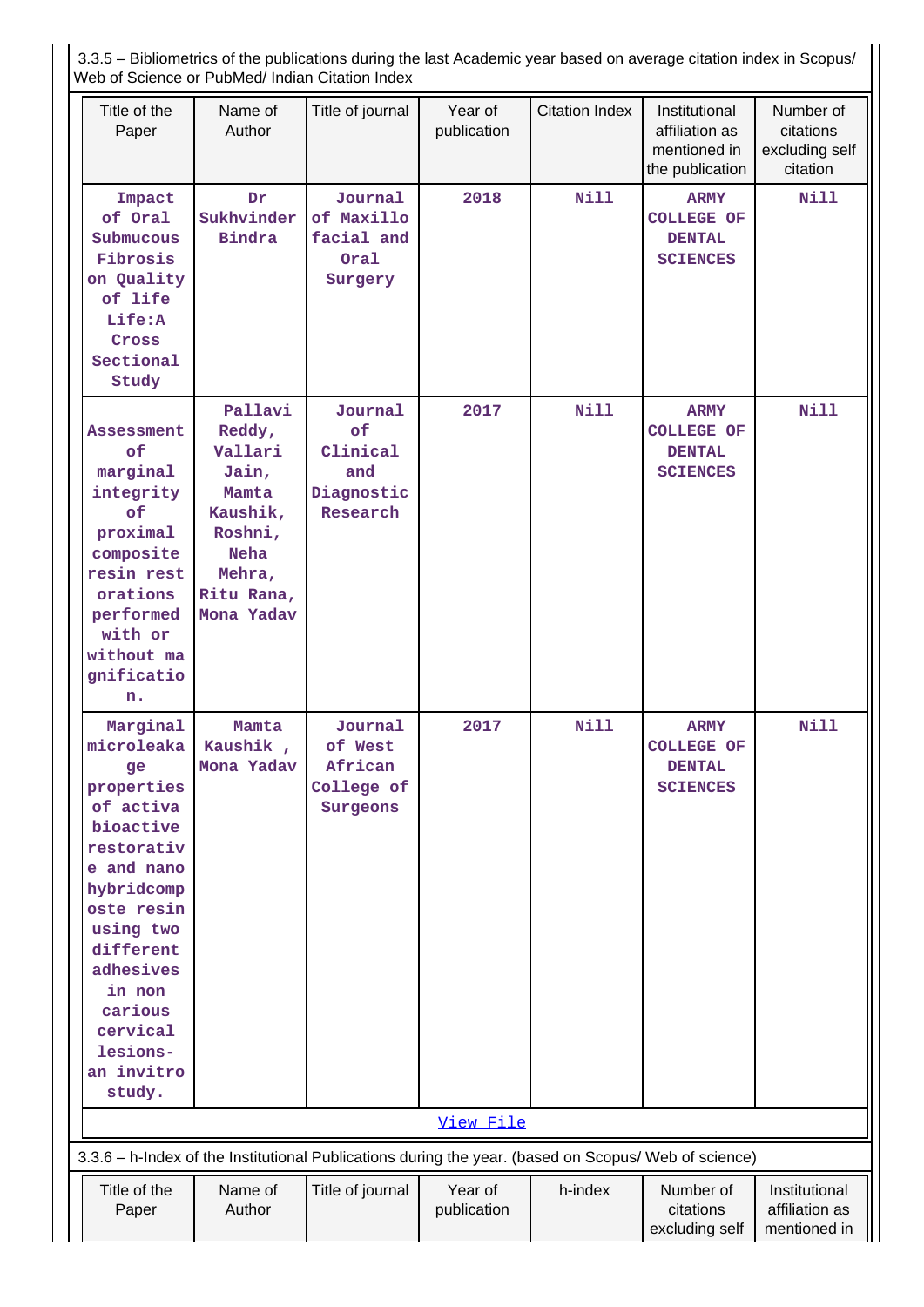3.3.5 – Bibliometrics of the publications during the last Academic year based on average citation index in Scopus/ Web of Science or PubMed/ Indian Citation Index

| Title of the Paper | Name of Author | Title of journal | Year of publication | Citation Index | Institutional affiliation as mentioned in the publication | Number of citations excluding self citation |
|---|---|---|---|---|---|---|
| Impact of Oral Submucous Fibrosis on Quality of life Life:A Cross Sectional Study | Dr Sukhvinder Bindra | Journal of Maxillo facial and Oral Surgery | 2018 | Nill | ARMY COLLEGE OF DENTAL SCIENCES | Nill |
| Assessment of marginal integrity of proximal composite resin rest orations performed with or without ma gnificatio n. | Pallavi Reddy, Vallari Jain, Mamta Kaushik, Roshni, Neha Mehra, Ritu Rana, Mona Yadav | Journal of Clinical and Diagnostic Research | 2017 | Nill | ARMY COLLEGE OF DENTAL SCIENCES | Nill |
| Marginal microleaka ge properties of activa bioactive restorativ e and nano hybridcomp oste resin using two different adhesives in non carious cervical lesions- an invitro study. | Mamta Kaushik , Mona Yadav | Journal of West African College of Surgeons | 2017 | Nill | ARMY COLLEGE OF DENTAL SCIENCES | Nill |

View File

3.3.6 – h-Index of the Institutional Publications during the year. (based on Scopus/ Web of science)

| Title of the Paper | Name of Author | Title of journal | Year of publication | h-index | Number of citations excluding self | Institutional affiliation as mentioned in |
|---|---|---|---|---|---|---|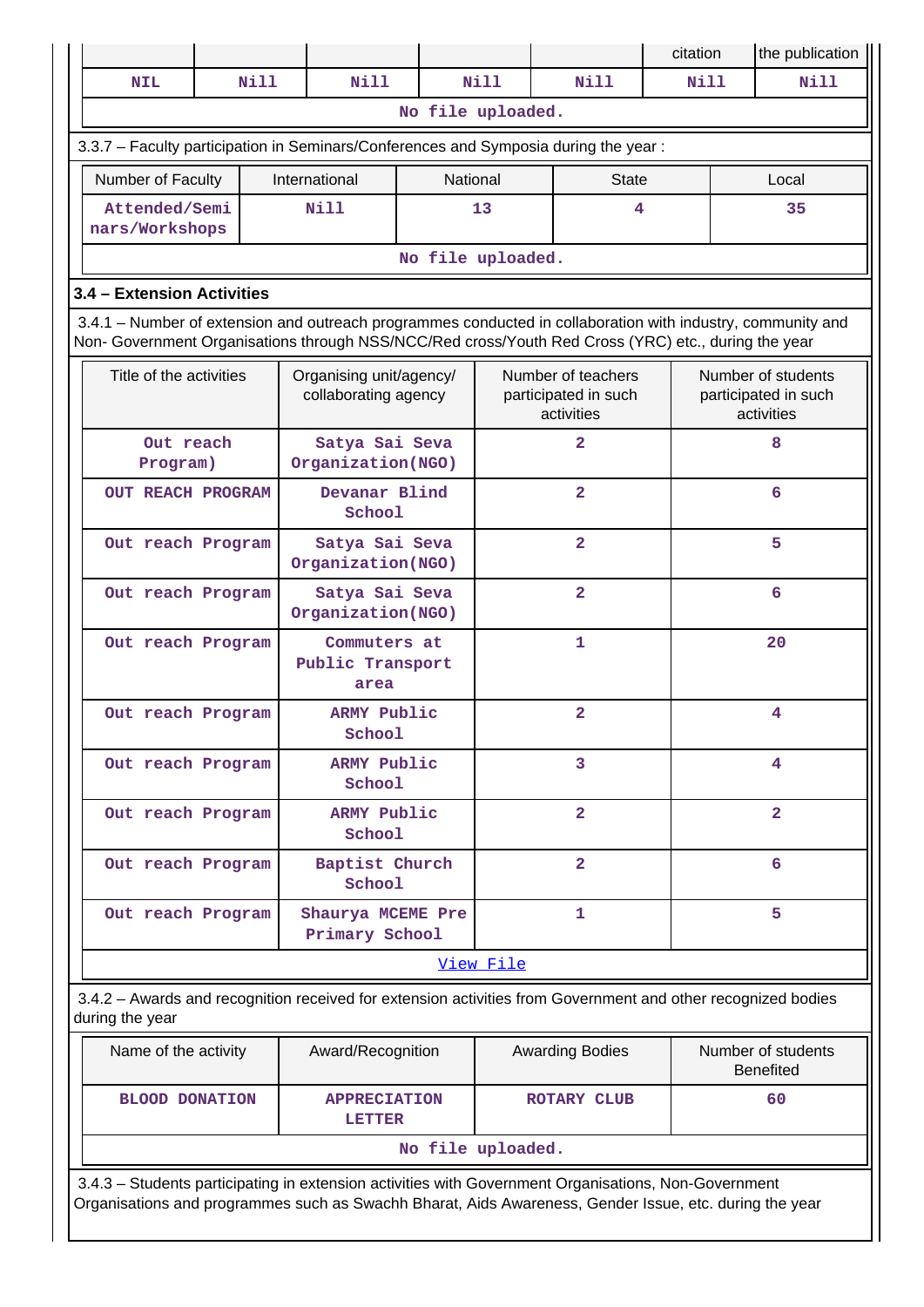| | | | | | citation | the publication |
|---|---|---|---|---|---|---|
| NIL | Nill | Nill | Nill | Nill | Nill | Nill |

No file uploaded.

3.3.7 – Faculty participation in Seminars/Conferences and Symposia during the year :

| Number of Faculty | International | National | State | Local |
|---|---|---|---|---|
| Attended/Seminars/Workshops | Nill | 13 | 4 | 35 |

No file uploaded.

### 3.4 – Extension Activities

3.4.1 – Number of extension and outreach programmes conducted in collaboration with industry, community and Non- Government Organisations through NSS/NCC/Red cross/Youth Red Cross (YRC) etc., during the year

| Title of the activities | Organising unit/agency/ collaborating agency | Number of teachers participated in such activities | Number of students participated in such activities |
|---|---|---|---|
| Out reach Program) | Satya Sai Seva Organization(NGO) | 2 | 8 |
| OUT REACH PROGRAM | Devanar Blind School | 2 | 6 |
| Out reach Program | Satya Sai Seva Organization(NGO) | 2 | 5 |
| Out reach Program | Satya Sai Seva Organization(NGO) | 2 | 6 |
| Out reach Program | Commuters at Public Transport area | 1 | 20 |
| Out reach Program | ARMY Public School | 2 | 4 |
| Out reach Program | ARMY Public School | 3 | 4 |
| Out reach Program | ARMY Public School | 2 | 2 |
| Out reach Program | Baptist Church School | 2 | 6 |
| Out reach Program | Shaurya MCEME Pre Primary School | 1 | 5 |

View File

3.4.2 – Awards and recognition received for extension activities from Government and other recognized bodies during the year

| Name of the activity | Award/Recognition | Awarding Bodies | Number of students Benefited |
|---|---|---|---|
| BLOOD DONATION | APPRECIATION LETTER | ROTARY CLUB | 60 |

No file uploaded.

3.4.3 – Students participating in extension activities with Government Organisations, Non-Government Organisations and programmes such as Swachh Bharat, Aids Awareness, Gender Issue, etc. during the year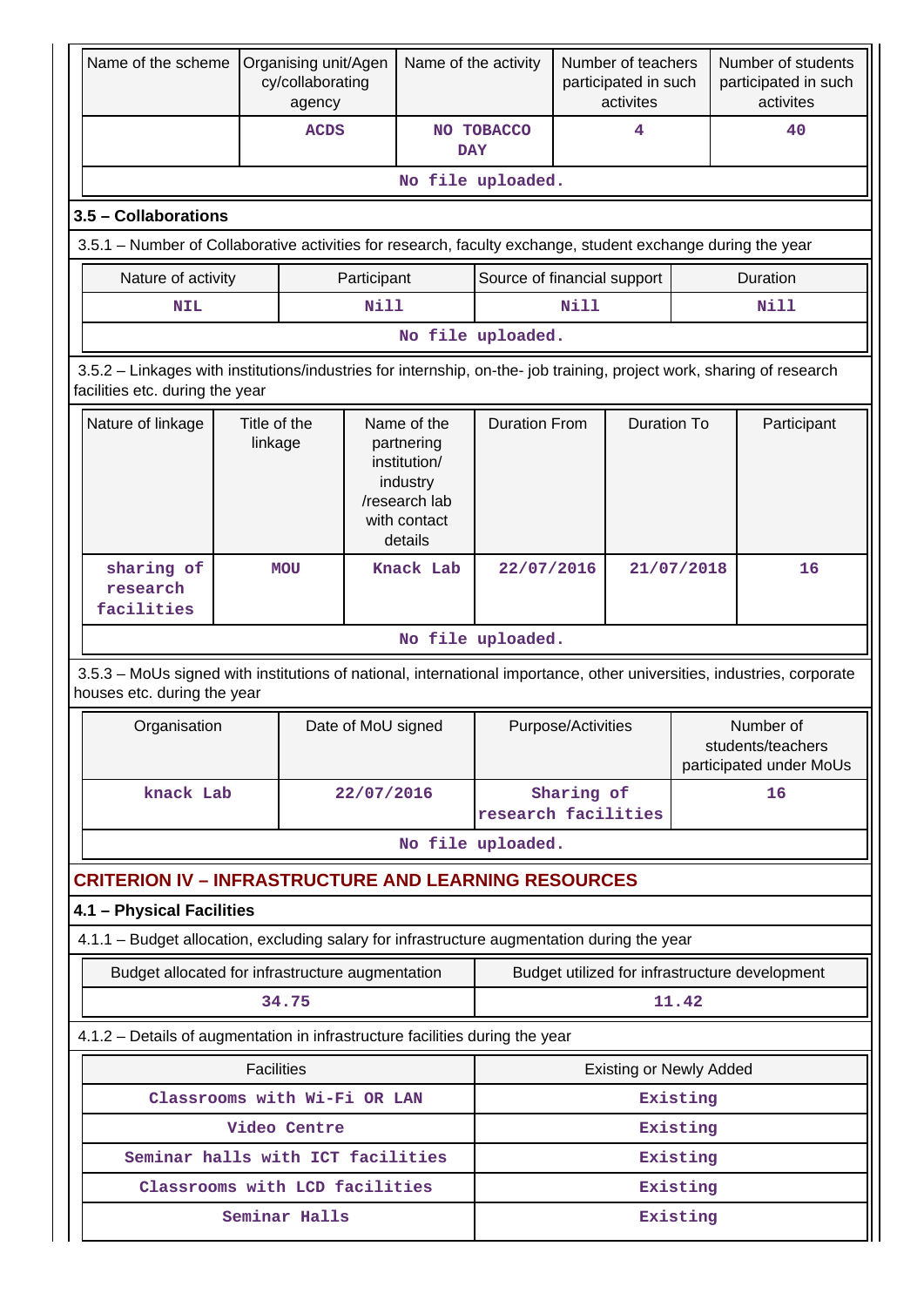| Name of the scheme | Organising unit/Agency/collaborating agency | Name of the activity | Number of teachers participated in such activites | Number of students participated in such activites |
|---|---|---|---|---|
| | ACDS | NO TOBACCO DAY | 4 | 40 |

No file uploaded.

### 3.5 – Collaborations

3.5.1 – Number of Collaborative activities for research, faculty exchange, student exchange during the year

| Nature of activity | Participant | Source of financial support | Duration |
|---|---|---|---|
| NIL | Nill | Nill | Nill |

No file uploaded.

3.5.2 – Linkages with institutions/industries for internship, on-the- job training, project work, sharing of research facilities etc. during the year

| Nature of linkage | Title of the linkage | Name of the partnering institution/ industry /research lab with contact details | Duration From | Duration To | Participant |
|---|---|---|---|---|---|
| sharing of research facilities | MOU | Knack Lab | 22/07/2016 | 21/07/2018 | 16 |

No file uploaded.

3.5.3 – MoUs signed with institutions of national, international importance, other universities, industries, corporate houses etc. during the year

| Organisation | Date of MoU signed | Purpose/Activities | Number of students/teachers participated under MoUs |
|---|---|---|---|
| knack Lab | 22/07/2016 | Sharing of research facilities | 16 |

No file uploaded.

## CRITERION IV – INFRASTRUCTURE AND LEARNING RESOURCES

### 4.1 – Physical Facilities

4.1.1 – Budget allocation, excluding salary for infrastructure augmentation during the year

| Budget allocated for infrastructure augmentation | Budget utilized for infrastructure development |
|---|---|
| 34.75 | 11.42 |

4.1.2 – Details of augmentation in infrastructure facilities during the year

| Facilities | Existing or Newly Added |
|---|---|
| Classrooms with Wi-Fi OR LAN | Existing |
| Video Centre | Existing |
| Seminar halls with ICT facilities | Existing |
| Classrooms with LCD facilities | Existing |
| Seminar Halls | Existing |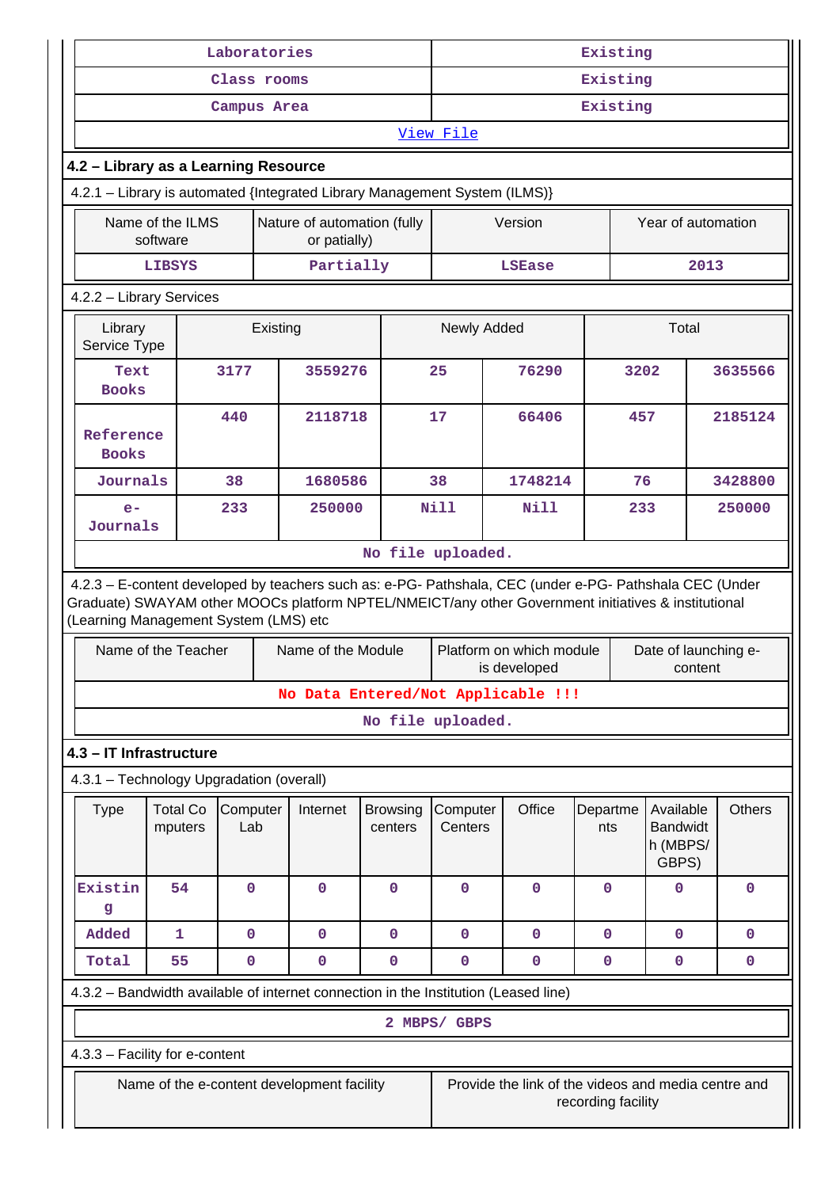| Laboratories | Existing |
|---|---|
| Class rooms | Existing |
| Campus Area | Existing |
| View File | |

## 4.2 – Library as a Learning Resource

4.2.1 – Library is automated {Integrated Library Management System (ILMS)}

| Name of the ILMS software | Nature of automation (fully or patially) | Version | Year of automation |
|---|---|---|---|
| LIBSYS | Partially | LSEase | 2013 |

4.2.2 – Library Services

| Library Service Type | Existing | | Newly Added | | Total | |
|---|---|---|---|---|---|---|
| Text Books | 3177 | 3559276 | 25 | 76290 | 3202 | 3635566 |
| Reference Books | 440 | 2118718 | 17 | 66406 | 457 | 2185124 |
| Journals | 38 | 1680586 | 38 | 1748214 | 76 | 3428800 |
| e-Journals | 233 | 250000 | Nill | Nill | 233 | 250000 |

No file uploaded.

4.2.3 – E-content developed by teachers such as: e-PG- Pathshala, CEC (under e-PG- Pathshala CEC (Under Graduate) SWAYAM other MOOCs platform NPTEL/NMEICT/any other Government initiatives & institutional (Learning Management System (LMS) etc

| Name of the Teacher | Name of the Module | Platform on which module is developed | Date of launching e-content |
|---|---|---|---|
| No Data Entered/Not Applicable !!! | | | |

No file uploaded.

## 4.3 – IT Infrastructure

4.3.1 – Technology Upgradation (overall)

| Type | Total Computers | Computer Lab | Internet | Browsing centers | Computer Centers | Office | Departments | Available Bandwidth (MBPS/ GBPS) | Others |
|---|---|---|---|---|---|---|---|---|---|
| Existing | 54 | 0 | 0 | 0 | 0 | 0 | 0 | 0 | 0 |
| Added | 1 | 0 | 0 | 0 | 0 | 0 | 0 | 0 | 0 |
| Total | 55 | 0 | 0 | 0 | 0 | 0 | 0 | 0 | 0 |

4.3.2 – Bandwidth available of internet connection in the Institution (Leased line)

2 MBPS/ GBPS

4.3.3 – Facility for e-content

| Name of the e-content development facility | Provide the link of the videos and media centre and recording facility |
|---|---|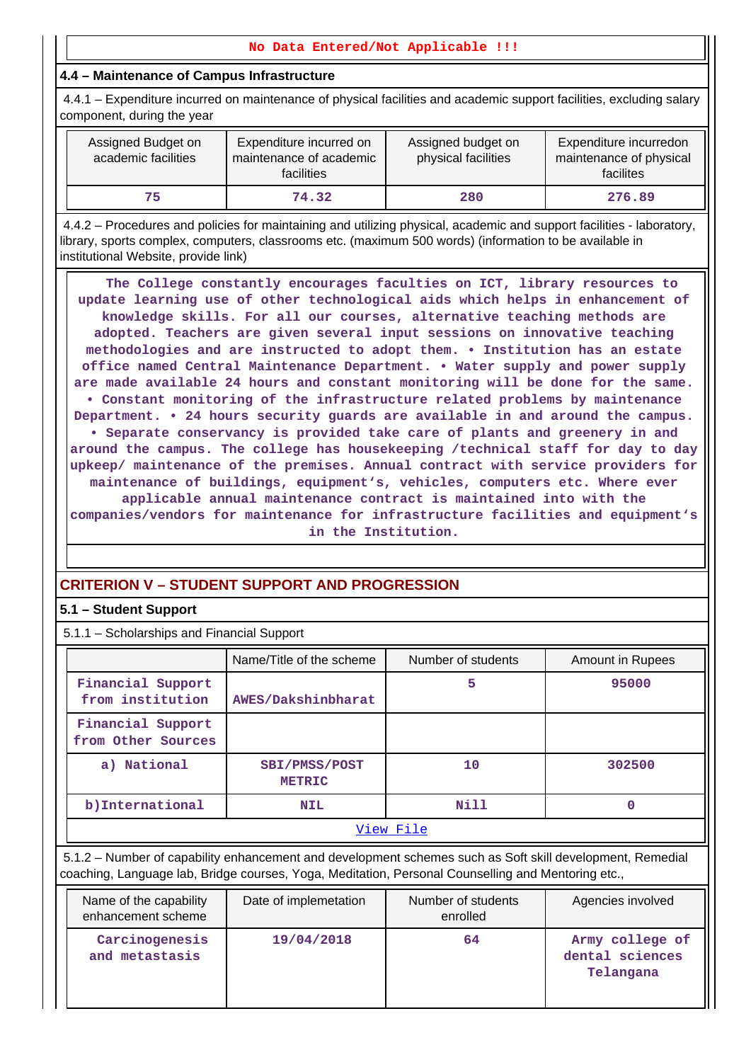No Data Entered/Not Applicable !!!

### 4.4 – Maintenance of Campus Infrastructure

4.4.1 – Expenditure incurred on maintenance of physical facilities and academic support facilities, excluding salary component, during the year

| Assigned Budget on academic facilities | Expenditure incurred on maintenance of academic facilities | Assigned budget on physical facilities | Expenditure incurredon maintenance of physical facilites |
|---|---|---|---|
| 75 | 74.32 | 280 | 276.89 |

4.4.2 – Procedures and policies for maintaining and utilizing physical, academic and support facilities - laboratory, library, sports complex, computers, classrooms etc. (maximum 500 words) (information to be available in institutional Website, provide link)

The College constantly encourages faculties on ICT, library resources to update learning use of other technological aids which helps in enhancement of knowledge skills. For all our courses, alternative teaching methods are adopted. Teachers are given several input sessions on innovative teaching methodologies and are instructed to adopt them. • Institution has an estate office named Central Maintenance Department. • Water supply and power supply are made available 24 hours and constant monitoring will be done for the same. • Constant monitoring of the infrastructure related problems by maintenance Department. • 24 hours security guards are available in and around the campus. • Separate conservancy is provided take care of plants and greenery in and around the campus. The college has housekeeping /technical staff for day to day upkeep/ maintenance of the premises. Annual contract with service providers for maintenance of buildings, equipment's, vehicles, computers etc. Where ever applicable annual maintenance contract is maintained into with the companies/vendors for maintenance for infrastructure facilities and equipment's in the Institution.

## CRITERION V – STUDENT SUPPORT AND PROGRESSION

### 5.1 – Student Support

5.1.1 – Scholarships and Financial Support

| | Name/Title of the scheme | Number of students | Amount in Rupees |
|---|---|---|---|
| Financial Support from institution | AWES/Dakshinbharat | 5 | 95000 |
| Financial Support from Other Sources | | | |
| a) National | SBI/PMSS/POST METRIC | 10 | 302500 |
| b)International | NIL | Nill | 0 |

View File

5.1.2 – Number of capability enhancement and development schemes such as Soft skill development, Remedial coaching, Language lab, Bridge courses, Yoga, Meditation, Personal Counselling and Mentoring etc.,

| Name of the capability enhancement scheme | Date of implemetation | Number of students enrolled | Agencies involved |
|---|---|---|---|
| Carcinogenesis and metastasis | 19/04/2018 | 64 | Army college of dental sciences Telangana |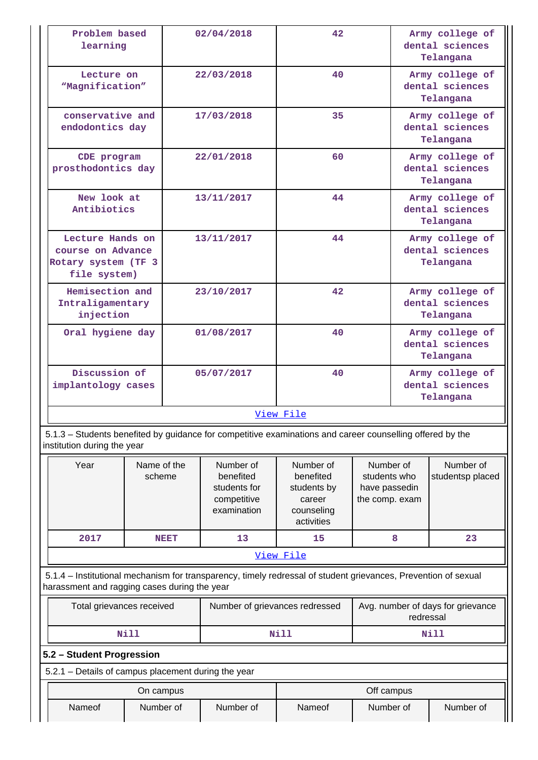| Problem based learning | 02/04/2018 | 42 | Army college of dental sciences Telangana |
|---|---|---|---|
| Lecture on “Magnification” | 22/03/2018 | 40 | Army college of dental sciences Telangana |
| conservative and endodontics day | 17/03/2018 | 35 | Army college of dental sciences Telangana |
| CDE program prosthodontics day | 22/01/2018 | 60 | Army college of dental sciences Telangana |
| New look at Antibiotics | 13/11/2017 | 44 | Army college of dental sciences Telangana |
| Lecture Hands on course on Advance Rotary system (TF 3 file system) | 13/11/2017 | 44 | Army college of dental sciences Telangana |
| Hemisection and Intraligamentary injection | 23/10/2017 | 42 | Army college of dental sciences Telangana |
| Oral hygiene day | 01/08/2017 | 40 | Army college of dental sciences Telangana |
| Discussion of implantology cases | 05/07/2017 | 40 | Army college of dental sciences Telangana |

View File

5.1.3 – Students benefited by guidance for competitive examinations and career counselling offered by the institution during the year

| Year | Name of the scheme | Number of benefited students for competitive examination | Number of benefited students by career counseling activities | Number of students who have passedin the comp. exam | Number of studentsp placed |
|---|---|---|---|---|---|
| 2017 | NEET | 13 | 15 | 8 | 23 |

View File

5.1.4 – Institutional mechanism for transparency, timely redressal of student grievances, Prevention of sexual harassment and ragging cases during the year

| Total grievances received | Number of grievances redressed | Avg. number of days for grievance redressal |
|---|---|---|
| Nill | Nill | Nill |

## 5.2 – Student Progression

5.2.1 – Details of campus placement during the year

| On campus | | | Off campus | | |
|---|---|---|---|---|---|
| Nameof | Number of | Number of | Nameof | Number of | Number of |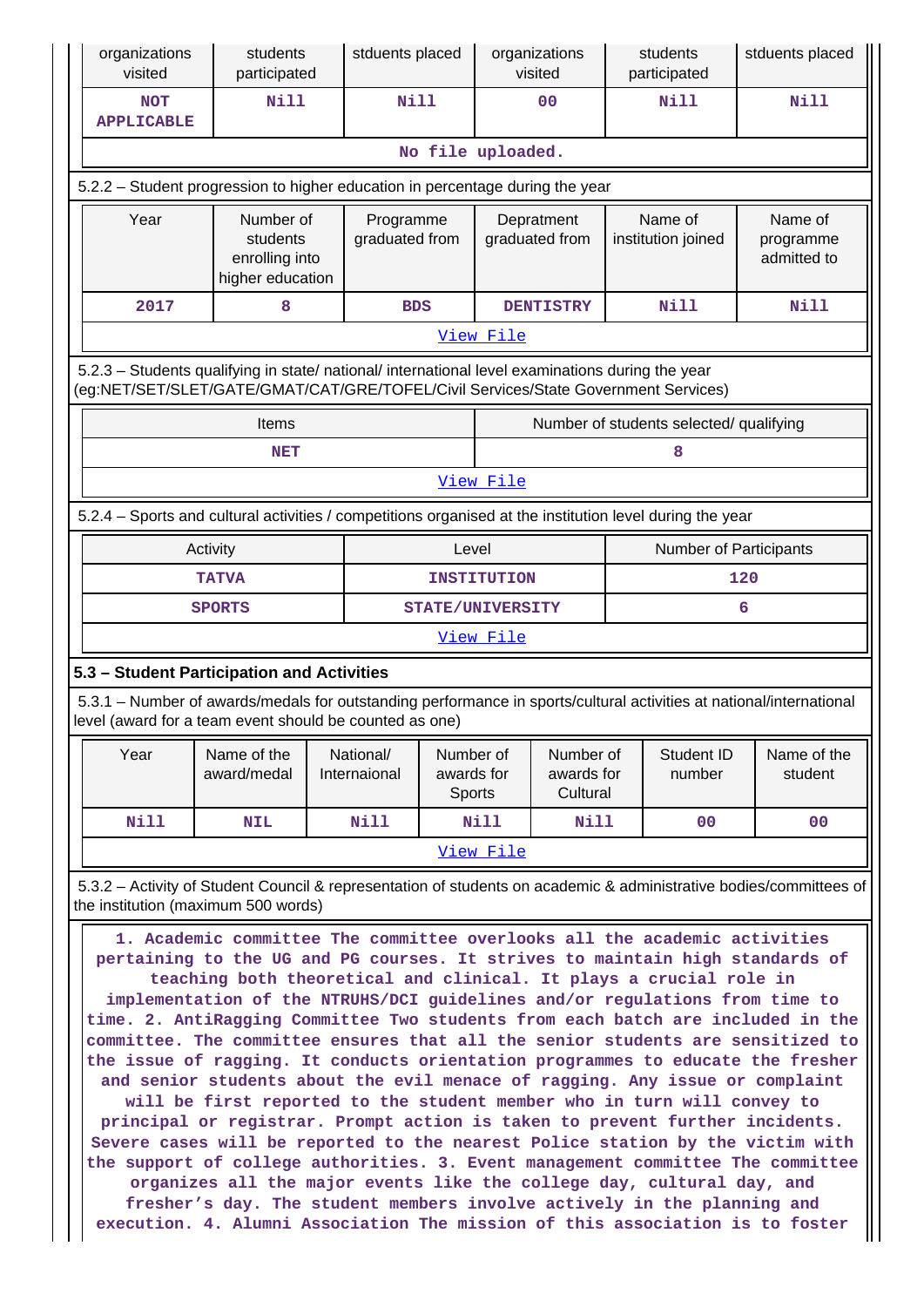| organizations visited | students participated | stduents placed | organizations visited | students participated | stduents placed |
|---|---|---|---|---|---|
| **NOT APPLICABLE** | **Nill** | **Nill** | **00** | **Nill** | **Nill** |

**No file uploaded.**

5.2.2 – Student progression to higher education in percentage during the year

| Year | Number of students enrolling into higher education | Programme graduated from | Depratment graduated from | Name of institution joined | Name of programme admitted to |
|---|---|---|---|---|---|
| **2017** | **8** | **BDS** | **DENTISTRY** | **Nill** | **Nill** |

View File

5.2.3 – Students qualifying in state/ national/ international level examinations during the year (eg:NET/SET/SLET/GATE/GMAT/CAT/GRE/TOFEL/Civil Services/State Government Services)

| Items | Number of students selected/ qualifying |
|---|---|
| **NET** | **8** |

View File

5.2.4 – Sports and cultural activities / competitions organised at the institution level during the year

| Activity | Level | Number of Participants |
|---|---|---|
| **TATVA** | **INSTITUTION** | **120** |
| **SPORTS** | **STATE/UNIVERSITY** | **6** |

View File

### 5.3 – Student Participation and Activities

5.3.1 – Number of awards/medals for outstanding performance in sports/cultural activities at national/international level (award for a team event should be counted as one)

| Year | Name of the award/medal | National/ Internaional | Number of awards for Sports | Number of awards for Cultural | Student ID number | Name of the student |
|---|---|---|---|---|---|---|
| **Nill** | **NIL** | **Nill** | **Nill** | **Nill** | **00** | **00** |

View File

5.3.2 – Activity of Student Council & representation of students on academic & administrative bodies/committees of the institution (maximum 500 words)

**1. Academic committee The committee overlooks all the academic activities pertaining to the UG and PG courses. It strives to maintain high standards of teaching both theoretical and clinical. It plays a crucial role in implementation of the NTRUHS/DCI guidelines and/or regulations from time to time. 2. AntiRagging Committee Two students from each batch are included in the committee. The committee ensures that all the senior students are sensitized to the issue of ragging. It conducts orientation programmes to educate the fresher and senior students about the evil menace of ragging. Any issue or complaint will be first reported to the student member who in turn will convey to principal or registrar. Prompt action is taken to prevent further incidents. Severe cases will be reported to the nearest Police station by the victim with the support of college authorities. 3. Event management committee The committee organizes all the major events like the college day, cultural day, and fresher's day. The student members involve actively in the planning and execution. 4. Alumni Association The mission of this association is to foster**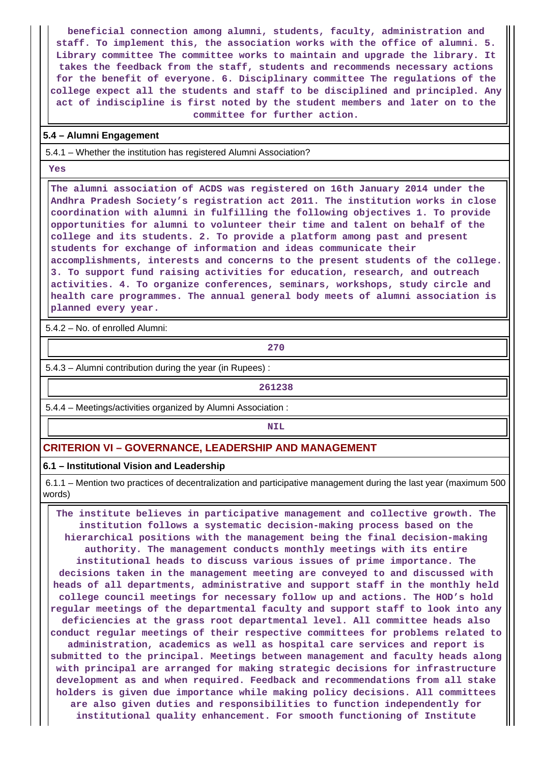beneficial connection among alumni, students, faculty, administration and staff. To implement this, the association works with the office of alumni. 5. Library committee The committee works to maintain and upgrade the library. It takes the feedback from the staff, students and recommends necessary actions for the benefit of everyone. 6. Disciplinary committee The regulations of the college expect all the students and staff to be disciplined and principled. Any act of indiscipline is first noted by the student members and later on to the committee for further action.

**5.4 – Alumni Engagement**

5.4.1 – Whether the institution has registered Alumni Association?

Yes

The alumni association of ACDS was registered on 16th January 2014 under the Andhra Pradesh Society's registration act 2011. The institution works in close coordination with alumni in fulfilling the following objectives 1. To provide opportunities for alumni to volunteer their time and talent on behalf of the college and its students. 2. To provide a platform among past and present students for exchange of information and ideas communicate their accomplishments, interests and concerns to the present students of the college. 3. To support fund raising activities for education, research, and outreach activities. 4. To organize conferences, seminars, workshops, study circle and health care programmes. The annual general body meets of alumni association is planned every year.

5.4.2 – No. of enrolled Alumni:

270

5.4.3 – Alumni contribution during the year (in Rupees) :

261238

5.4.4 – Meetings/activities organized by Alumni Association :

NIL

## CRITERION VI – GOVERNANCE, LEADERSHIP AND MANAGEMENT

**6.1 – Institutional Vision and Leadership**

6.1.1 – Mention two practices of decentralization and participative management during the last year (maximum 500 words)

The institute believes in participative management and collective growth. The institution follows a systematic decision-making process based on the hierarchical positions with the management being the final decision-making authority. The management conducts monthly meetings with its entire institutional heads to discuss various issues of prime importance. The decisions taken in the management meeting are conveyed to and discussed with heads of all departments, administrative and support staff in the monthly held college council meetings for necessary follow up and actions. The HOD's hold regular meetings of the departmental faculty and support staff to look into any deficiencies at the grass root departmental level. All committee heads also conduct regular meetings of their respective committees for problems related to administration, academics as well as hospital care services and report is submitted to the principal. Meetings between management and faculty heads along with principal are arranged for making strategic decisions for infrastructure development as and when required. Feedback and recommendations from all stake holders is given due importance while making policy decisions. All committees are also given duties and responsibilities to function independently for institutional quality enhancement. For smooth functioning of Institute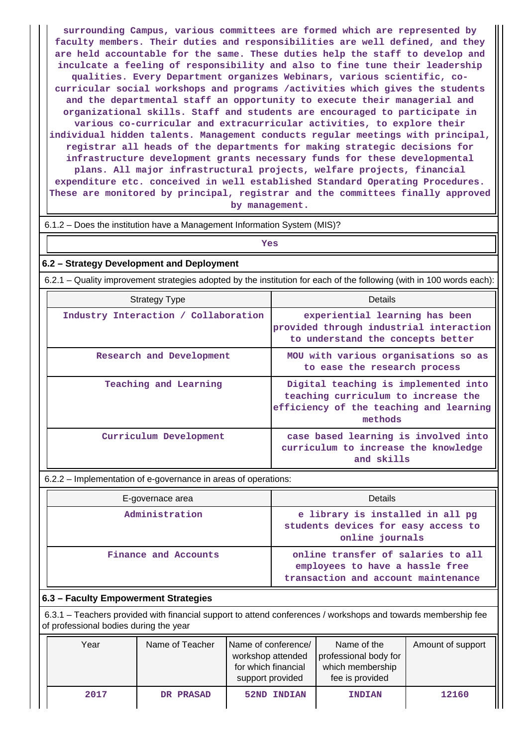surrounding Campus, various committees are formed which are represented by faculty members. Their duties and responsibilities are well defined, and they are held accountable for the same. These duties help the staff to develop and inculcate a feeling of responsibility and also to fine tune their leadership qualities. Every Department organizes Webinars, various scientific, co-curricular social workshops and programs /activities which gives the students and the departmental staff an opportunity to execute their managerial and organizational skills. Staff and students are encouraged to participate in various co-curricular and extracurricular activities, to explore their individual hidden talents. Management conducts regular meetings with principal, registrar all heads of the departments for making strategic decisions for infrastructure development grants necessary funds for these developmental plans. All major infrastructural projects, welfare projects, financial expenditure etc. conceived in well established Standard Operating Procedures. These are monitored by principal, registrar and the committees finally approved by management.

6.1.2 – Does the institution have a Management Information System (MIS)?

Yes

## 6.2 – Strategy Development and Deployment

6.2.1 – Quality improvement strategies adopted by the institution for each of the following (with in 100 words each):

| Strategy Type | Details |
|---|---|
| Industry Interaction / Collaboration | experiential learning has been provided through industrial interaction to understand the concepts better |
| Research and Development | MOU with various organisations so as to ease the research process |
| Teaching and Learning | Digital teaching is implemented into teaching curriculum to increase the efficiency of the teaching and learning methods |
| Curriculum Development | case based learning is involved into curriculum to increase the knowledge and skills |

6.2.2 – Implementation of e-governance in areas of operations:

| E-governace area | Details |
|---|---|
| Administration | e library is installed in all pg students devices for easy access to online journals |
| Finance and Accounts | online transfer of salaries to all employees to have a hassle free transaction and account maintenance |

## 6.3 – Faculty Empowerment Strategies

6.3.1 – Teachers provided with financial support to attend conferences / workshops and towards membership fee of professional bodies during the year

| Year | Name of Teacher | Name of conference/ workshop attended for which financial support provided | Name of the professional body for which membership fee is provided | Amount of support |
|---|---|---|---|---|
| 2017 | DR PRASAD | 52ND INDIAN | INDIAN | 12160 |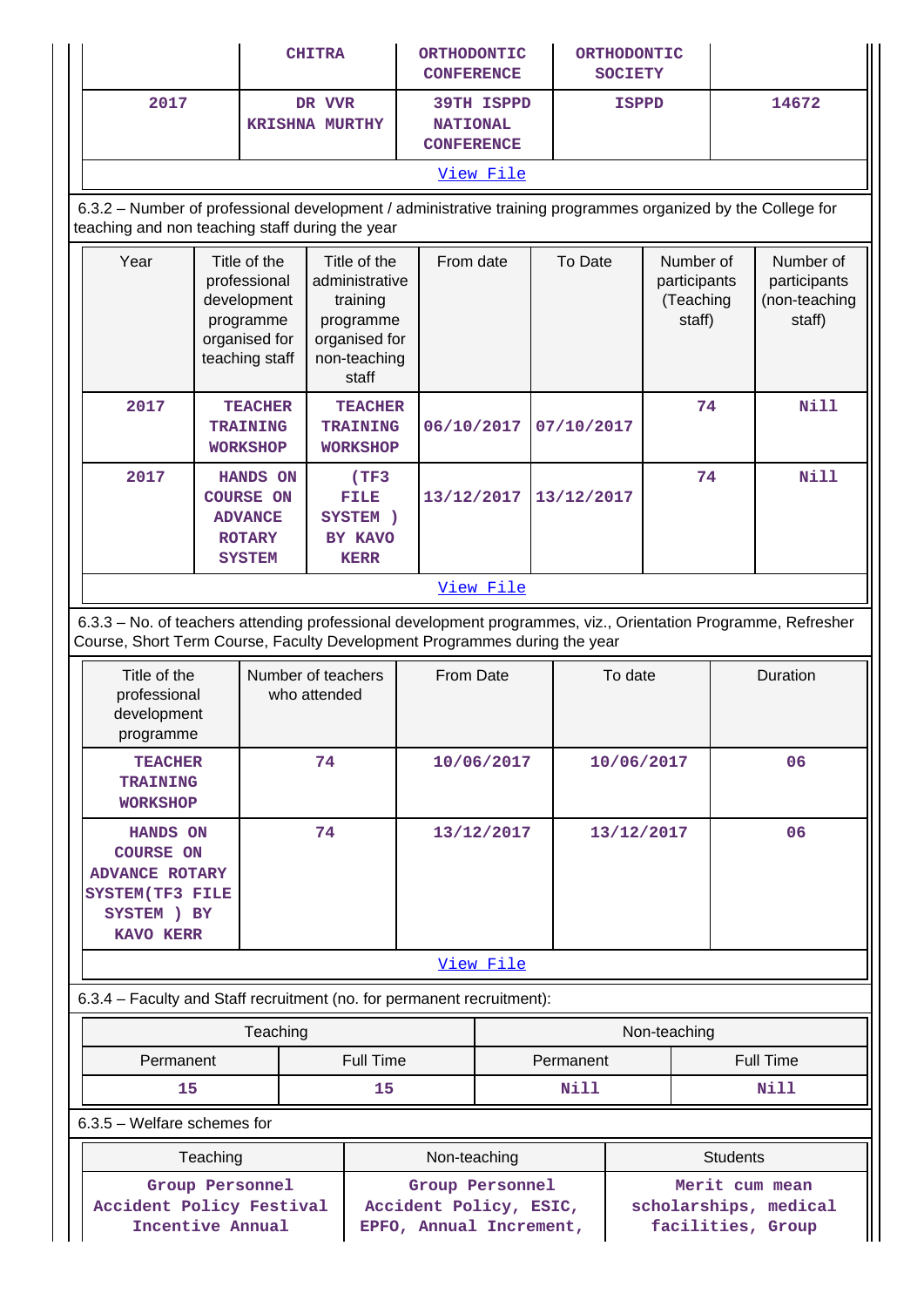| | CHITRA | ORTHODONTIC CONFERENCE | ORTHODONTIC SOCIETY | |
|---|---|---|---|---|
| 2017 | DR VVR KRISHNA MURTHY | 39TH ISPPD NATIONAL CONFERENCE | ISPPD | 14672 |

View File

6.3.2 – Number of professional development / administrative training programmes organized by the College for teaching and non teaching staff during the year

| Year | Title of the professional development programme organised for teaching staff | Title of the administrative training programme organised for non-teaching staff | From date | To Date | Number of participants (Teaching staff) | Number of participants (non-teaching staff) |
|---|---|---|---|---|---|---|
| 2017 | TEACHER TRAINING WORKSHOP | TEACHER TRAINING WORKSHOP | 06/10/2017 | 07/10/2017 | 74 | Nill |
| 2017 | HANDS ON COURSE ON ADVANCE ROTARY SYSTEM | (TF3 FILE SYSTEM ) BY KAVO KERR | 13/12/2017 | 13/12/2017 | 74 | Nill |

View File

6.3.3 – No. of teachers attending professional development programmes, viz., Orientation Programme, Refresher Course, Short Term Course, Faculty Development Programmes during the year

| Title of the professional development programme | Number of teachers who attended | From Date | To date | Duration |
|---|---|---|---|---|
| TEACHER TRAINING WORKSHOP | 74 | 10/06/2017 | 10/06/2017 | 06 |
| HANDS ON COURSE ON ADVANCE ROTARY SYSTEM(TF3 FILE SYSTEM ) BY KAVO KERR | 74 | 13/12/2017 | 13/12/2017 | 06 |

View File

6.3.4 – Faculty and Staff recruitment (no. for permanent recruitment):

| Teaching | | Non-teaching | |
|---|---|---|---|
| Permanent | Full Time | Permanent | Full Time |
| 15 | 15 | Nill | Nill |

6.3.5 – Welfare schemes for

| Teaching | Non-teaching | Students |
|---|---|---|
| Group Personnel Accident Policy Festival Incentive Annual | Group Personnel Accident Policy, ESIC, EPFO, Annual Increment, | Merit cum mean scholarships, medical facilities, Group |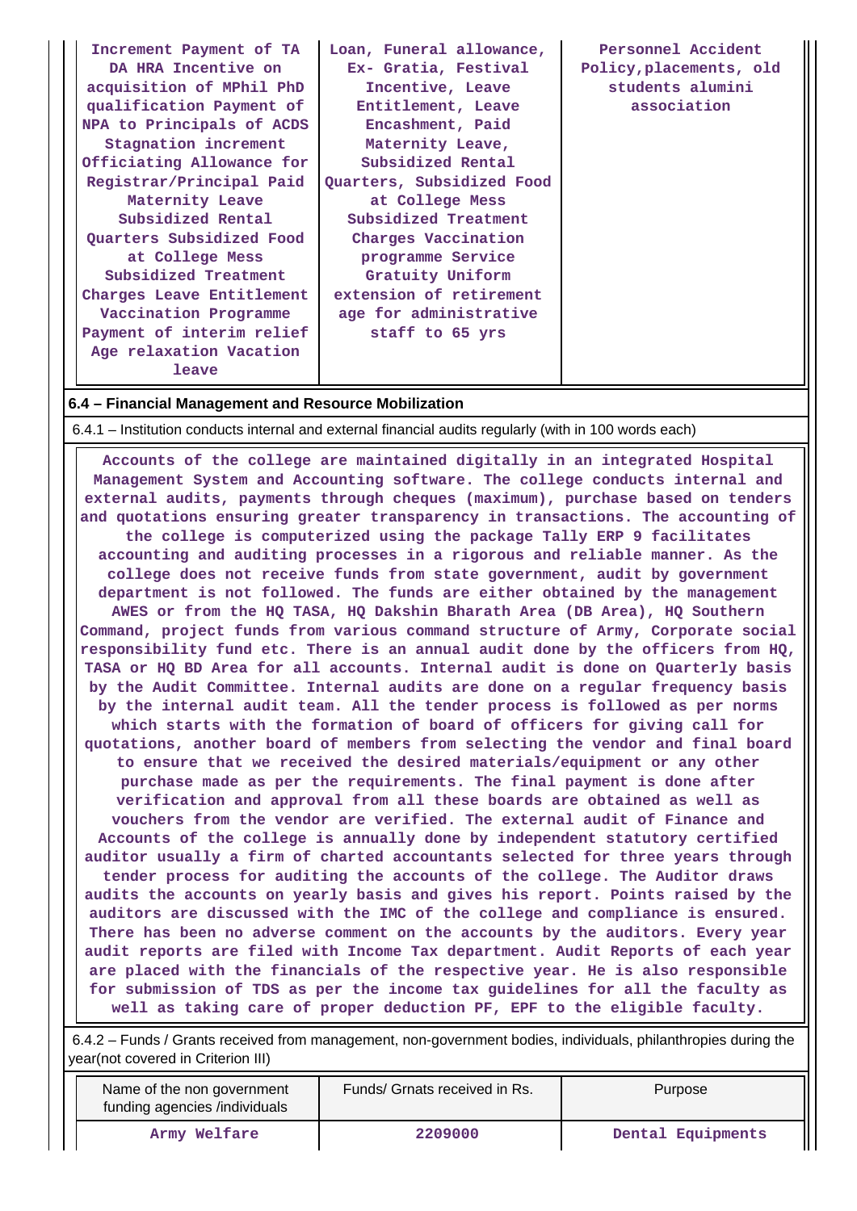| Increment Payment of TA DA HRA Incentive on acquisition of MPhil PhD qualification Payment of NPA to Principals of ACDS Stagnation increment Officiating Allowance for Registrar/Principal Paid Maternity Leave Subsidized Rental Quarters Subsidized Food at College Mess Subsidized Treatment Charges Leave Entitlement Vaccination Programme Payment of interim relief Age relaxation Vacation leave | Loan, Funeral allowance, Ex- Gratia, Festival Incentive, Leave Entitlement, Leave Encashment, Paid Maternity Leave, Subsidized Rental Quarters, Subsidized Food at College Mess Subsidized Treatment Charges Vaccination programme Service Gratuity Uniform extension of retirement age for administrative staff to 65 yrs | Personnel Accident Policy,placements, old students alumini association |
|---|---|---|

**6.4 – Financial Management and Resource Mobilization**

6.4.1 – Institution conducts internal and external financial audits regularly (with in 100 words each)

Accounts of the college are maintained digitally in an integrated Hospital Management System and Accounting software. The college conducts internal and external audits, payments through cheques (maximum), purchase based on tenders and quotations ensuring greater transparency in transactions. The accounting of the college is computerized using the package Tally ERP 9 facilitates accounting and auditing processes in a rigorous and reliable manner. As the college does not receive funds from state government, audit by government department is not followed. The funds are either obtained by the management AWES or from the HQ TASA, HQ Dakshin Bharath Area (DB Area), HQ Southern Command, project funds from various command structure of Army, Corporate social responsibility fund etc. There is an annual audit done by the officers from HQ, TASA or HQ BD Area for all accounts. Internal audit is done on Quarterly basis by the Audit Committee. Internal audits are done on a regular frequency basis by the internal audit team. All the tender process is followed as per norms which starts with the formation of board of officers for giving call for quotations, another board of members from selecting the vendor and final board to ensure that we received the desired materials/equipment or any other purchase made as per the requirements. The final payment is done after verification and approval from all these boards are obtained as well as vouchers from the vendor are verified. The external audit of Finance and Accounts of the college is annually done by independent statutory certified auditor usually a firm of charted accountants selected for three years through tender process for auditing the accounts of the college. The Auditor draws audits the accounts on yearly basis and gives his report. Points raised by the auditors are discussed with the IMC of the college and compliance is ensured. There has been no adverse comment on the accounts by the auditors. Every year audit reports are filed with Income Tax department. Audit Reports of each year are placed with the financials of the respective year. He is also responsible for submission of TDS as per the income tax guidelines for all the faculty as well as taking care of proper deduction PF, EPF to the eligible faculty.

6.4.2 – Funds / Grants received from management, non-government bodies, individuals, philanthropies during the year(not covered in Criterion III)

| Name of the non government funding agencies /individuals | Funds/ Grnats received in Rs. | Purpose |
|---|---|---|
| Army Welfare | 2209000 | Dental Equipments |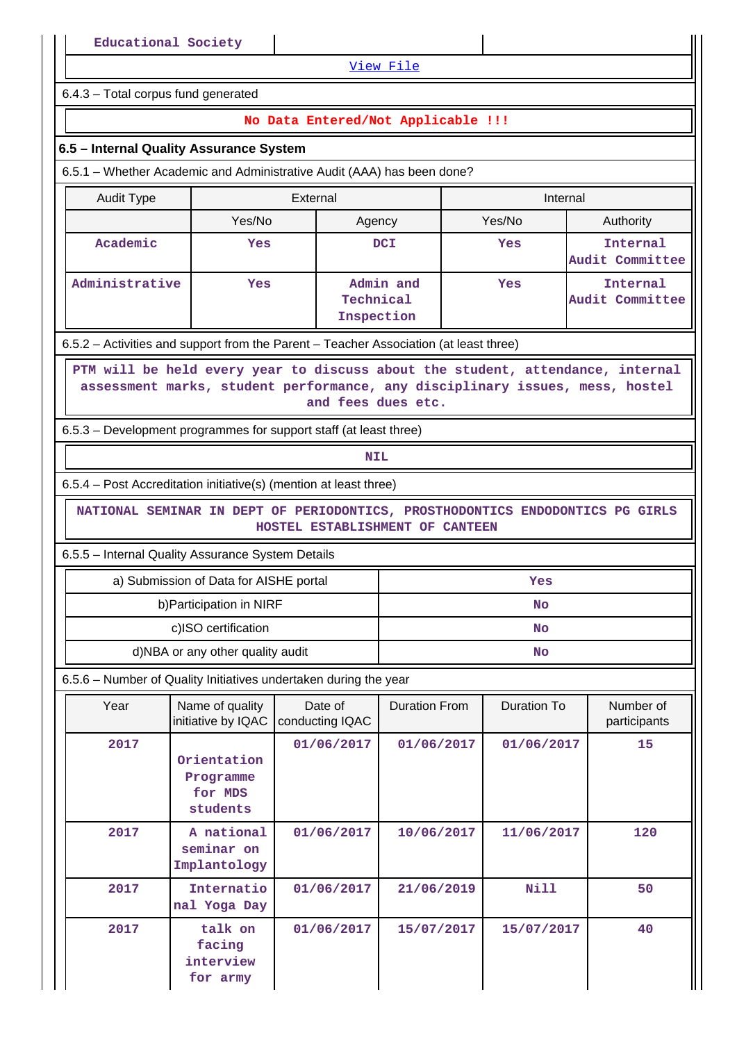| Educational Society | | |
|---|---|---|

View File

6.4.3 – Total corpus fund generated

**No Data Entered/Not Applicable !!!**

### 6.5 – Internal Quality Assurance System

6.5.1 – Whether Academic and Administrative Audit (AAA) has been done?

| Audit Type | External | | Internal | |
|---|---|---|---|---|
| | Yes/No | Agency | Yes/No | Authority |
| Academic | Yes | DCI | Yes | Internal Audit Committee |
| Administrative | Yes | Admin and Technical Inspection | Yes | Internal Audit Committee |

6.5.2 – Activities and support from the Parent – Teacher Association (at least three)

PTM will be held every year to discuss about the student, attendance, internal assessment marks, student performance, any disciplinary issues, mess, hostel and fees dues etc.

6.5.3 – Development programmes for support staff (at least three)

NIL

6.5.4 – Post Accreditation initiative(s) (mention at least three)

NATIONAL SEMINAR IN DEPT OF PERIODONTICS, PROSTHODONTICS ENDODONTICS PG GIRLS HOSTEL ESTABLISHMENT OF CANTEEN

6.5.5 – Internal Quality Assurance System Details

| | |
|---|---|
| a) Submission of Data for AISHE portal | Yes |
| b)Participation in NIRF | No |
| c)ISO certification | No |
| d)NBA or any other quality audit | No |

6.5.6 – Number of Quality Initiatives undertaken during the year

| Year | Name of quality initiative by IQAC | Date of conducting IQAC | Duration From | Duration To | Number of participants |
|---|---|---|---|---|---|
| 2017 | Orientation Programme for MDS students | 01/06/2017 | 01/06/2017 | 01/06/2017 | 15 |
| 2017 | A national seminar on Implantology | 01/06/2017 | 10/06/2017 | 11/06/2017 | 120 |
| 2017 | International Yoga Day | 01/06/2017 | 21/06/2019 | Nill | 50 |
| 2017 | talk on facing interview for army | 01/06/2017 | 15/07/2017 | 15/07/2017 | 40 |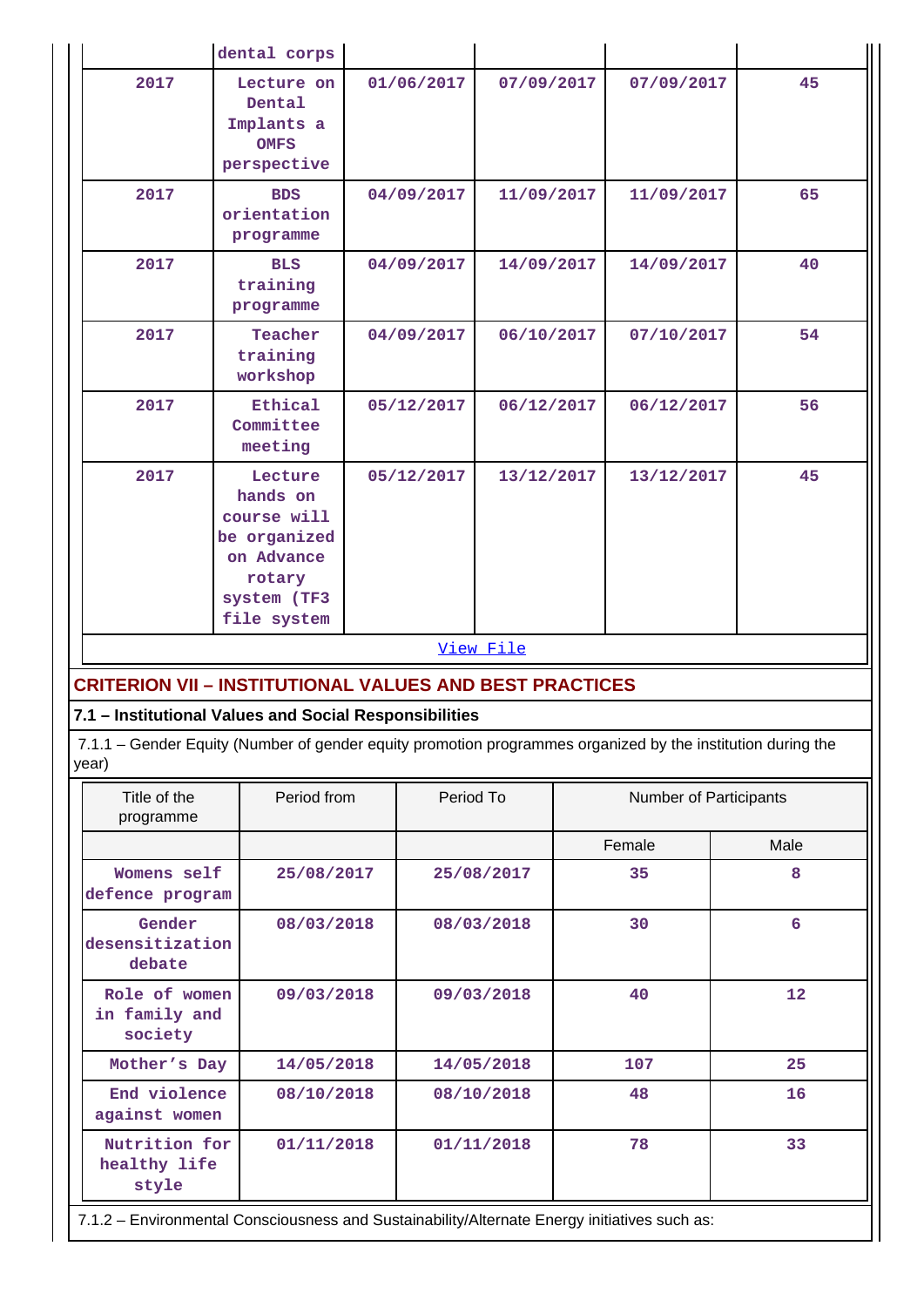| | dental corps | | | | |
|---|---|---|---|---|---|
| 2017 | Lecture on Dental Implants a OMFS perspective | 01/06/2017 | 07/09/2017 | 07/09/2017 | 45 |
| 2017 | BDS orientation programme | 04/09/2017 | 11/09/2017 | 11/09/2017 | 65 |
| 2017 | BLS training programme | 04/09/2017 | 14/09/2017 | 14/09/2017 | 40 |
| 2017 | Teacher training workshop | 04/09/2017 | 06/10/2017 | 07/10/2017 | 54 |
| 2017 | Ethical Committee meeting | 05/12/2017 | 06/12/2017 | 06/12/2017 | 56 |
| 2017 | Lecture hands on course will be organized on Advance rotary system (TF3 file system | 05/12/2017 | 13/12/2017 | 13/12/2017 | 45 |

View File

## CRITERION VII – INSTITUTIONAL VALUES AND BEST PRACTICES

### 7.1 – Institutional Values and Social Responsibilities

7.1.1 – Gender Equity (Number of gender equity promotion programmes organized by the institution during the year)

| Title of the programme | Period from | Period To | Number of Participants | |
|---|---|---|---|---|
| | | | Female | Male |
| Womens self defence program | 25/08/2017 | 25/08/2017 | 35 | 8 |
| Gender desensitization debate | 08/03/2018 | 08/03/2018 | 30 | 6 |
| Role of women in family and society | 09/03/2018 | 09/03/2018 | 40 | 12 |
| Mother's Day | 14/05/2018 | 14/05/2018 | 107 | 25 |
| End violence against women | 08/10/2018 | 08/10/2018 | 48 | 16 |
| Nutrition for healthy life style | 01/11/2018 | 01/11/2018 | 78 | 33 |

7.1.2 – Environmental Consciousness and Sustainability/Alternate Energy initiatives such as: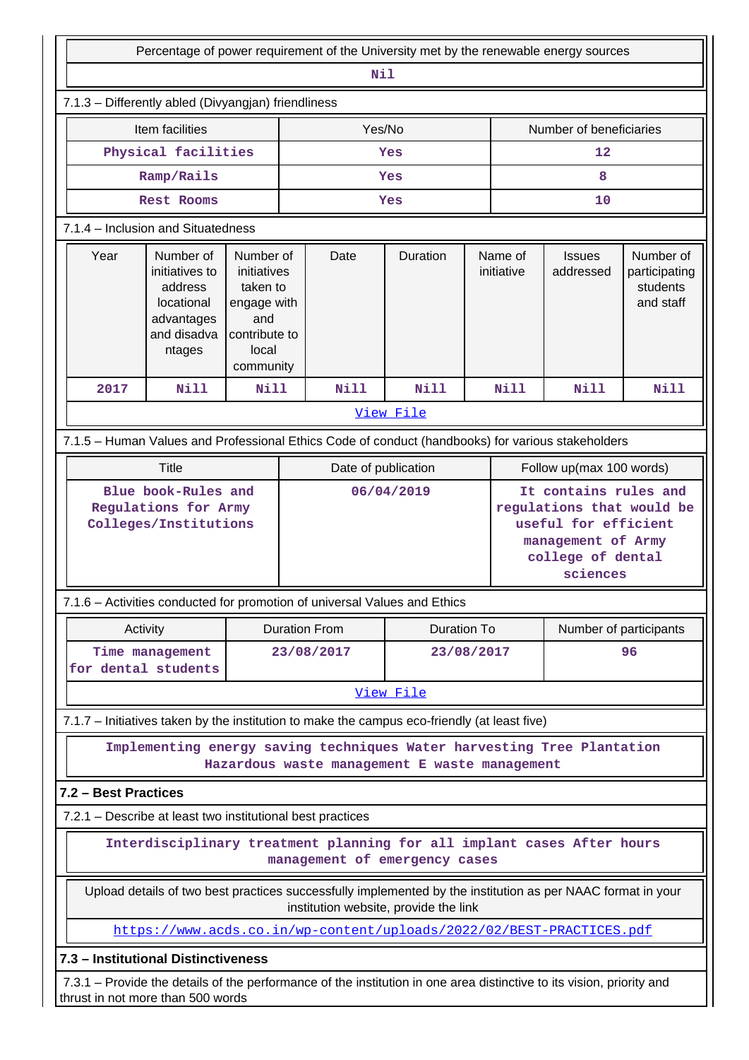| Percentage of power requirement of the University met by the renewable energy sources |
|---|
| Nil |

7.1.3 – Differently abled (Divyangjan) friendliness

| Item facilities | Yes/No | Number of beneficiaries |
|---|---|---|
| Physical facilities | Yes | 12 |
| Ramp/Rails | Yes | 8 |
| Rest Rooms | Yes | 10 |

7.1.4 – Inclusion and Situatedness

| Year | Number of initiatives to address locational advantages and disadvantages | Number of initiatives taken to engage with and contribute to local community | Date | Duration | Name of initiative | Issues addressed | Number of participating students and staff |
|---|---|---|---|---|---|---|---|
| 2017 | Nill | Nill | Nill | Nill | Nill | Nill | Nill |

View File

7.1.5 – Human Values and Professional Ethics Code of conduct (handbooks) for various stakeholders

| Title | Date of publication | Follow up(max 100 words) |
|---|---|---|
| Blue book-Rules and Regulations for Army Colleges/Institutions | 06/04/2019 | It contains rules and regulations that would be useful for efficient management of Army college of dental sciences |

7.1.6 – Activities conducted for promotion of universal Values and Ethics

| Activity | Duration From | Duration To | Number of participants |
|---|---|---|---|
| Time management for dental students | 23/08/2017 | 23/08/2017 | 96 |

View File

7.1.7 – Initiatives taken by the institution to make the campus eco-friendly (at least five)

Implementing energy saving techniques Water harvesting Tree Plantation Hazardous waste management E waste management

**7.2 – Best Practices**

7.2.1 – Describe at least two institutional best practices

Interdisciplinary treatment planning for all implant cases After hours management of emergency cases

Upload details of two best practices successfully implemented by the institution as per NAAC format in your institution website, provide the link

https://www.acds.co.in/wp-content/uploads/2022/02/BEST-PRACTICES.pdf

**7.3 – Institutional Distinctiveness**

7.3.1 – Provide the details of the performance of the institution in one area distinctive to its vision, priority and thrust in not more than 500 words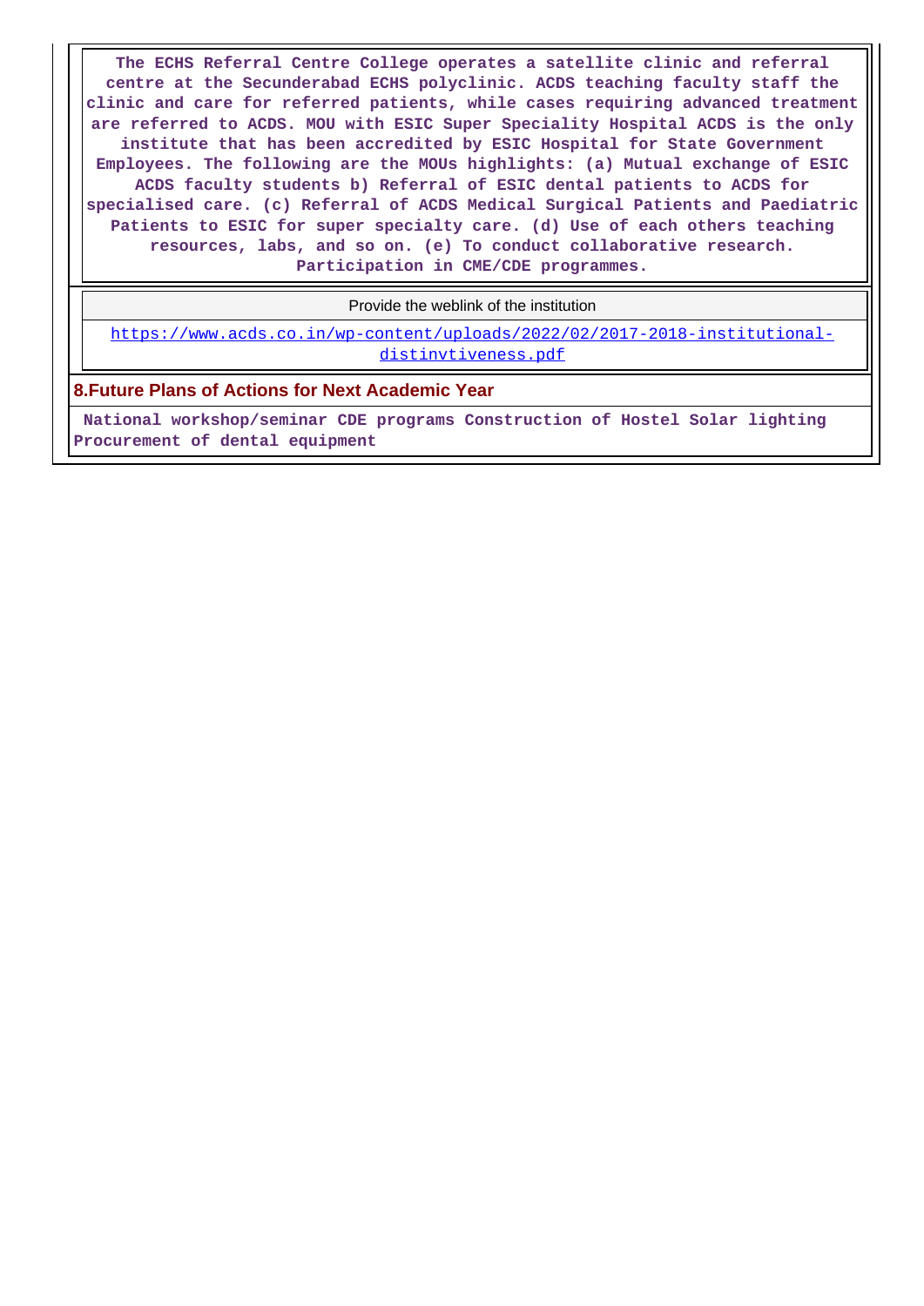**The ECHS Referral Centre College operates a satellite clinic and referral centre at the Secunderabad ECHS polyclinic. ACDS teaching faculty staff the clinic and care for referred patients, while cases requiring advanced treatment are referred to ACDS. MOU with ESIC Super Speciality Hospital ACDS is the only institute that has been accredited by ESIC Hospital for State Government Employees. The following are the MOUs highlights: (a) Mutual exchange of ESIC ACDS faculty students b) Referral of ESIC dental patients to ACDS for specialised care. (c) Referral of ACDS Medical Surgical Patients and Paediatric Patients to ESIC for super specialty care. (d) Use of each others teaching resources, labs, and so on. (e) To conduct collaborative research. Participation in CME/CDE programmes.**

Provide the weblink of the institution

https://www.acds.co.in/wp-content/uploads/2022/02/2017-2018-institutional-distinvtiveness.pdf

## 8.Future Plans of Actions for Next Academic Year

**National workshop/seminar CDE programs Construction of Hostel Solar lighting Procurement of dental equipment**